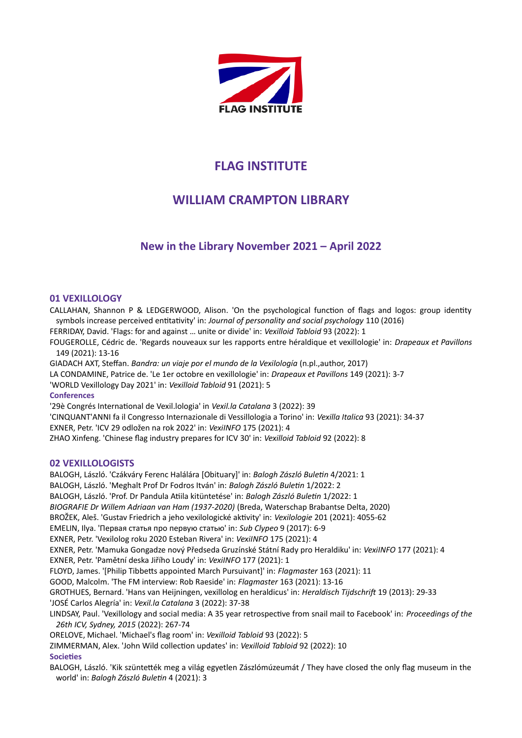FLAG INSTITUTE

# FLAG INSTITUTE

# WILLIAM CRAMPTON LIBRARY

## New in the Library November 2021 – April 2022

### 01 VEXILLOLOGY

CALLAHAN, Shannon P & LEDGERWOOD, Alison. 'On the psychological function of flags and logos: group identity symbols increase perceived entitativity' in: *Journal of personality and social psychology* 110 (2016)

FERRIDAY, David. 'Flags: for and against … unite or divide' in: *Vexilloid Tabloid* 93 (2022): 1

FOUGEROLLE, Cédric de. 'Regards nouveaux sur les rapports entre héraldique et vexillologie' in: *Drapeaux et Pavillons* 149 (2021): 13-16

GIADACH AXT, Steffan. *Bandra: un viaje por el mundo de la Vexilología* (n.pl.,author, 2017)

LA CONDAMINE, Patrice de. 'Le 1er octobre en vexillologie' in: *Drapeaux et Pavillons* 149 (2021): 3-7

'WORLD Vexillology Day 2021' in: *Vexilloid Tabloid* 91 (2021): 5

#### Conferences

'29è Congrés International de Vexil.lologia' in *Vexil.la Catalana* 3 (2022): 39

'CINQUANT'ANNI fa il Congresso Internazionale di Vessillologia a Torino' in: *Vexilla Italica* 93 (2021): 34-37

EXNER, Petr. 'ICV 29 odložen na rok 2022' in: *VexiINFO* 175 (2021): 4

ZHAO Xinfeng. 'Chinese flag industry prepares for ICV 30' in: *Vexilloid Tabloid* 92 (2022): 8

### 02 VEXILLOLOGISTS

BALOGH, László. 'Czákváry Ferenc Halálára [Obituary]' in: *Balogh Zászló Buletin* 4/2021: 1

BALOGH, László. 'Meghalt Prof Dr Fodros Itván' in: *Balogh Zászló Buletin* 1/2022: 2

BALOGH, László. 'Prof. Dr Pandula Atiila kitüntetése' in: *Balogh Zászló Buletin* 1/2022: 1

*BIOGRAFIE Dr Willem Adriaan van Ham (1937-2020)* (Breda, Waterschap Brabantse Delta, 2020)

BROŽEK, Aleš. 'Gustav Friedrich a jeho vexilologické aktivity' in: *Vexilologie* 201 (2021): 4055-62

EMELIN, Ilya. 'Первая статья про первую статью' in: *Sub Clypeo* 9 (2017): 6-9

EXNER, Petr. 'Vexilolog roku 2020 Esteban Rivera' in: *VexiINFO* 175 (2021): 4

EXNER, Petr. 'Mamuka Gongadze nový Předseda Gruzínské Státní Rady pro Heraldiku' in: *VexiINFO* 177 (2021): 4

EXNER, Petr. 'Pamětní deska Jiřího Loudy' in: *VexiINFO* 177 (2021): 1

FLOYD, James. '[Philip Tibbetts appointed March Pursuivant]' in: *Flagmaster* 163 (2021): 11

GOOD, Malcolm. 'The FM interview: Rob Raeside' in: *Flagmaster* 163 (2021): 13-16

GROTHUES, Bernard. 'Hans van Heijningen, vexillolog en heraldicus' in: *Heraldisch Tijdschrift* 19 (2013): 29-33

'JOSÉ Carlos Alegría' in: *Vexil.la Catalana* 3 (2022): 37-38

LINDSAY, Paul. 'Vexillology and social media: A 35 year retrospective from snail mail to Facebook' in: *Proceedings of the 26th ICV, Sydney, 2015* (2022): 267-74

ORELOVE, Michael. 'Michael's flag room' in: *Vexilloid Tabloid* 93 (2022): 5

ZIMMERMAN, Alex. 'John Wild collection updates' in: *Vexilloid Tabloid* 92 (2022): 10

#### Societies

BALOGH, László. 'Kik szüntették meg a világ egyetlen Zászlómúzeumát / They have closed the only flag museum in the world' in: *Balogh Zászló Buletin* 4 (2021): 3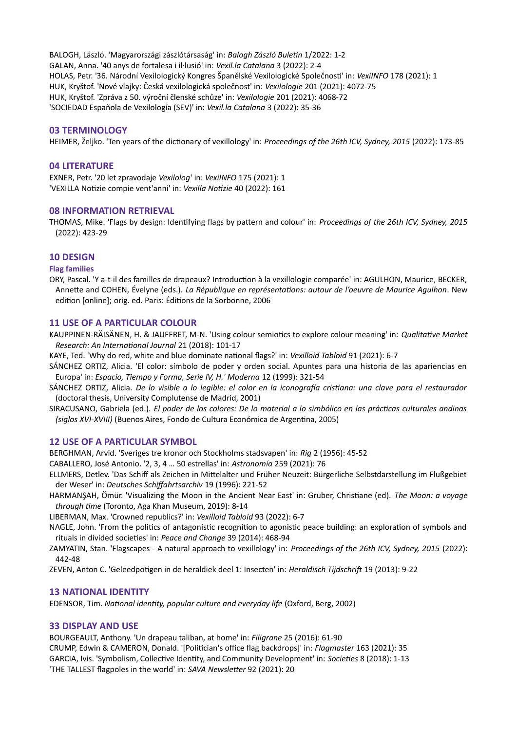BALOGH, László. 'Magyarországi zászlótársaság' in: *Balogh Zászló Buletin* 1/2022: 1-2
GALAN, Anna. '40 anys de fortalesa i il·lusió' in: *Vexil.la Catalana* 3 (2022): 2-4
HOLAS, Petr. '36. Národní Vexilologický Kongres Španělské Vexilologické Společnosti' in: *VexiINFO* 178 (2021): 1
HUK, Kryštof. 'Nové vlajky: Česká vexilologická společnost' in: *Vexilologie* 201 (2021): 4072-75
HUK, Kryštof. 'Zpráva z 50. výroční členské schůze' in: *Vexilologie* 201 (2021): 4068-72
'SOCIEDAD Española de Vexilología (SEV)' in: *Vexil.la Catalana* 3 (2022): 35-36

## 03 TERMINOLOGY

HEIMER, Željko. 'Ten years of the dictionary of vexillology' in: *Proceedings of the 26th ICV, Sydney, 2015* (2022): 173-85

## 04 LITERATURE

EXNER, Petr. '20 let zpravodaje *Vexilolog*' in: *VexiINFO* 175 (2021): 1
'VEXILLA Notizie compie vent'anni' in: *Vexilla Notizie* 40 (2022): 161

## 08 INFORMATION RETRIEVAL

THOMAS, Mike. 'Flags by design: Identifying flags by pattern and colour' in: *Proceedings of the 26th ICV, Sydney, 2015* (2022): 423-29

## 10 DESIGN

### Flag families

ORY, Pascal. 'Y a-t-il des familles de drapeaux? Introduction à la vexillologie comparée' in: AGULHON, Maurice, BECKER, Annette and COHEN, Évelyne (eds.). *La République en représentations: autour de l'oeuvre de Maurice Agulhon*. New edition [online]; orig. ed. Paris: Éditions de la Sorbonne, 2006

## 11 USE OF A PARTICULAR COLOUR

KAUPPINEN-RÄISÄNEN, H. & JAUFFRET, M-N. 'Using colour semiotics to explore colour meaning' in: *Qualitative Market Research: An International Journal* 21 (2018): 101-17
KAYE, Ted. 'Why do red, white and blue dominate national flags?' in: *Vexilloid Tabloid* 91 (2021): 6-7
SÁNCHEZ ORTIZ, Alicia. 'El color: símbolo de poder y orden social. Apuntes para una historia de las apariencias en Europa' in: *Espacio, Tiempo y Forma, Serie IV, H.' Moderna* 12 (1999): 321-54
SÁNCHEZ ORTIZ, Alicia. *De lo visible a lo legible: el color en la iconografía cristiana: una clave para el restaurador* (doctoral thesis, University Complutense de Madrid, 2001)
SIRACUSANO, Gabriela (ed.). *El poder de los colores: De lo material a lo simbólico en las prácticas culturales andinas (siglos XVI-XVIII)* (Buenos Aires, Fondo de Cultura Económica de Argentina, 2005)

## 12 USE OF A PARTICULAR SYMBOL

BERGHMAN, Arvid. 'Sveriges tre kronor och Stockholms stadsvapen' in: *Rig* 2 (1956): 45-52
CABALLERO, José Antonio. '2, 3, 4 … 50 estrellas' in: *Astronomía* 259 (2021): 76
ELLMERS, Detlev. 'Das Schiff als Zeichen in Mittelalter und Früher Neuzeit: Bürgerliche Selbstdarstellung im Flußgebiet der Weser' in: *Deutsches Schiffahrtsarchiv* 19 (1996): 221-52
HARMANŞAH, Ömür. 'Visualizing the Moon in the Ancient Near East' in: Gruber, Christiane (ed). *The Moon: a voyage through time* (Toronto, Aga Khan Museum, 2019): 8-14
LIBERMAN, Max. 'Crowned republics?' in: *Vexilloid Tabloid* 93 (2022): 6-7
NAGLE, John. 'From the politics of antagonistic recognition to agonistic peace building: an exploration of symbols and rituals in divided societies' in: *Peace and Change* 39 (2014): 468-94
ZAMYATIN, Stan. 'Flagscapes - A natural approach to vexillology' in: *Proceedings of the 26th ICV, Sydney, 2015* (2022): 442-48
ZEVEN, Anton C. 'Geleedpotigen in de heraldiek deel 1: Insecten' in: *Heraldisch Tijdschrift* 19 (2013): 9-22

## 13 NATIONAL IDENTITY

EDENSOR, Tim. *National identity, popular culture and everyday life* (Oxford, Berg, 2002)

## 33 DISPLAY AND USE

BOURGEAULT, Anthony. 'Un drapeau taliban, at home' in: *Filigrane* 25 (2016): 61-90
CRUMP, Edwin & CAMERON, Donald. '[Politician's office flag backdrops]' in: *Flagmaster* 163 (2021): 35
GARCIA, Ivis. 'Symbolism, Collective Identity, and Community Development' in: *Societies* 8 (2018): 1-13
'THE TALLEST flagpoles in the world' in: *SAVA Newsletter* 92 (2021): 20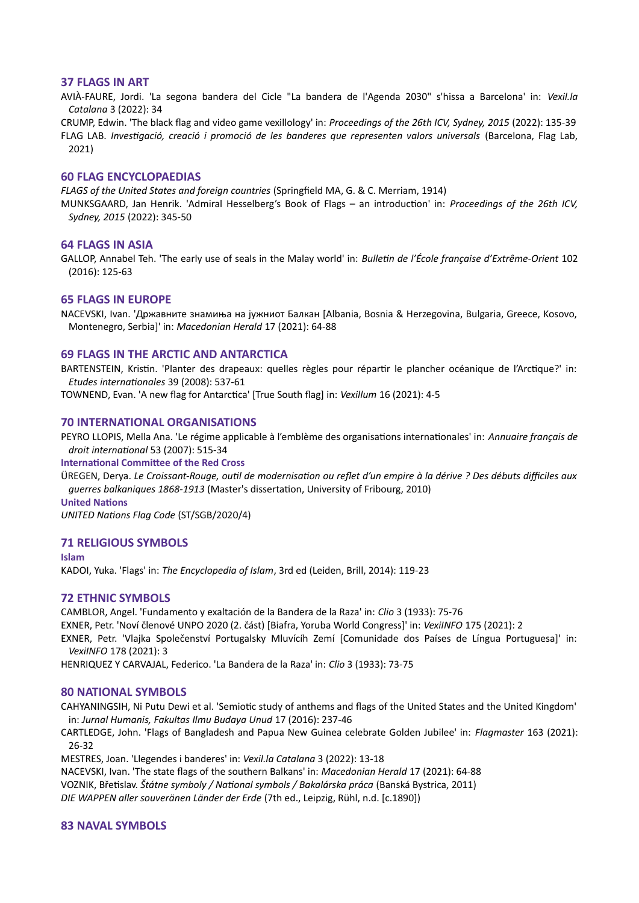## 37 FLAGS IN ART

AVIÀ-FAURE, Jordi. 'La segona bandera del Cicle "La bandera de l'Agenda 2030" s'hissa a Barcelona' in: *Vexil.la Catalana* 3 (2022): 34

CRUMP, Edwin. 'The black flag and video game vexillology' in: *Proceedings of the 26th ICV, Sydney, 2015* (2022): 135-39

FLAG LAB. *Investigació, creació i promoció de les banderes que representen valors universals* (Barcelona, Flag Lab, 2021)

## 60 FLAG ENCYCLOPAEDIAS

*FLAGS of the United States and foreign countries* (Springfield MA, G. & C. Merriam, 1914)

MUNKSGAARD, Jan Henrik. 'Admiral Hesselberg's Book of Flags – an introduction' in: *Proceedings of the 26th ICV, Sydney, 2015* (2022): 345-50

## 64 FLAGS IN ASIA

GALLOP, Annabel Teh. 'The early use of seals in the Malay world' in: *Bulletin de l'École française d'Extrême-Orient* 102 (2016): 125-63

## 65 FLAGS IN EUROPE

NACEVSKI, Ivan. 'Државните знамиња на јужниот Балкан [Albania, Bosnia & Herzegovina, Bulgaria, Greece, Kosovo, Montenegro, Serbia]' in: *Macedonian Herald* 17 (2021): 64-88

## 69 FLAGS IN THE ARCTIC AND ANTARCTICA

BARTENSTEIN, Kristin. 'Planter des drapeaux: quelles règles pour répartir le plancher océanique de l'Arctique?' in: *Etudes internationales* 39 (2008): 537-61

TOWNEND, Evan. 'A new flag for Antarctica' [True South flag] in: *Vexillum* 16 (2021): 4-5

## 70 INTERNATIONAL ORGANISATIONS

PEYRO LLOPIS, Mella Ana. 'Le régime applicable à l'emblème des organisations internationales' in: *Annuaire français de droit international* 53 (2007): 515-34

### International Committee of the Red Cross

ÜREGEN, Derya. *Le Croissant-Rouge, outil de modernisation ou reflet d'un empire à la dérive ? Des débuts difficiles aux guerres balkaniques 1868-1913* (Master's dissertation, University of Fribourg, 2010)

### United Nations

*UNITED Nations Flag Code* (ST/SGB/2020/4)

## 71 RELIGIOUS SYMBOLS

### Islam

KADOI, Yuka. 'Flags' in: *The Encyclopedia of Islam*, 3rd ed (Leiden, Brill, 2014): 119-23

## 72 ETHNIC SYMBOLS

CAMBLOR, Angel. 'Fundamento y exaltación de la Bandera de la Raza' in: *Clio* 3 (1933): 75-76

EXNER, Petr. 'Noví členové UNPO 2020 (2. část) [Biafra, Yoruba World Congress]' in: *VexiINFO* 175 (2021): 2

EXNER, Petr. 'Vlajka Společenství Portugalsky Mluvícíh Zemí [Comunidade dos Países de Língua Portuguesa]' in: *VexiINFO* 178 (2021): 3

HENRIQUEZ Y CARVAJAL, Federico. 'La Bandera de la Raza' in: *Clio* 3 (1933): 73-75

## 80 NATIONAL SYMBOLS

CAHYANINGSIH, Ni Putu Dewi et al. 'Semiotic study of anthems and flags of the United States and the United Kingdom' in: *Jurnal Humanis, Fakultas Ilmu Budaya Unud* 17 (2016): 237-46

CARTLEDGE, John. 'Flags of Bangladesh and Papua New Guinea celebrate Golden Jubilee' in: *Flagmaster* 163 (2021): 26-32

MESTRES, Joan. 'Llegendes i banderes' in: *Vexil.la Catalana* 3 (2022): 13-18

NACEVSKI, Ivan. 'The state flags of the southern Balkans' in: *Macedonian Herald* 17 (2021): 64-88

VOZNIK, Břetislav. *Štátne symboly / National symbols / Bakalárska práca* (Banská Bystrica, 2011)

*DIE WAPPEN aller souveränen Länder der Erde* (7th ed., Leipzig, Rühl, n.d. [c.1890])

## 83 NAVAL SYMBOLS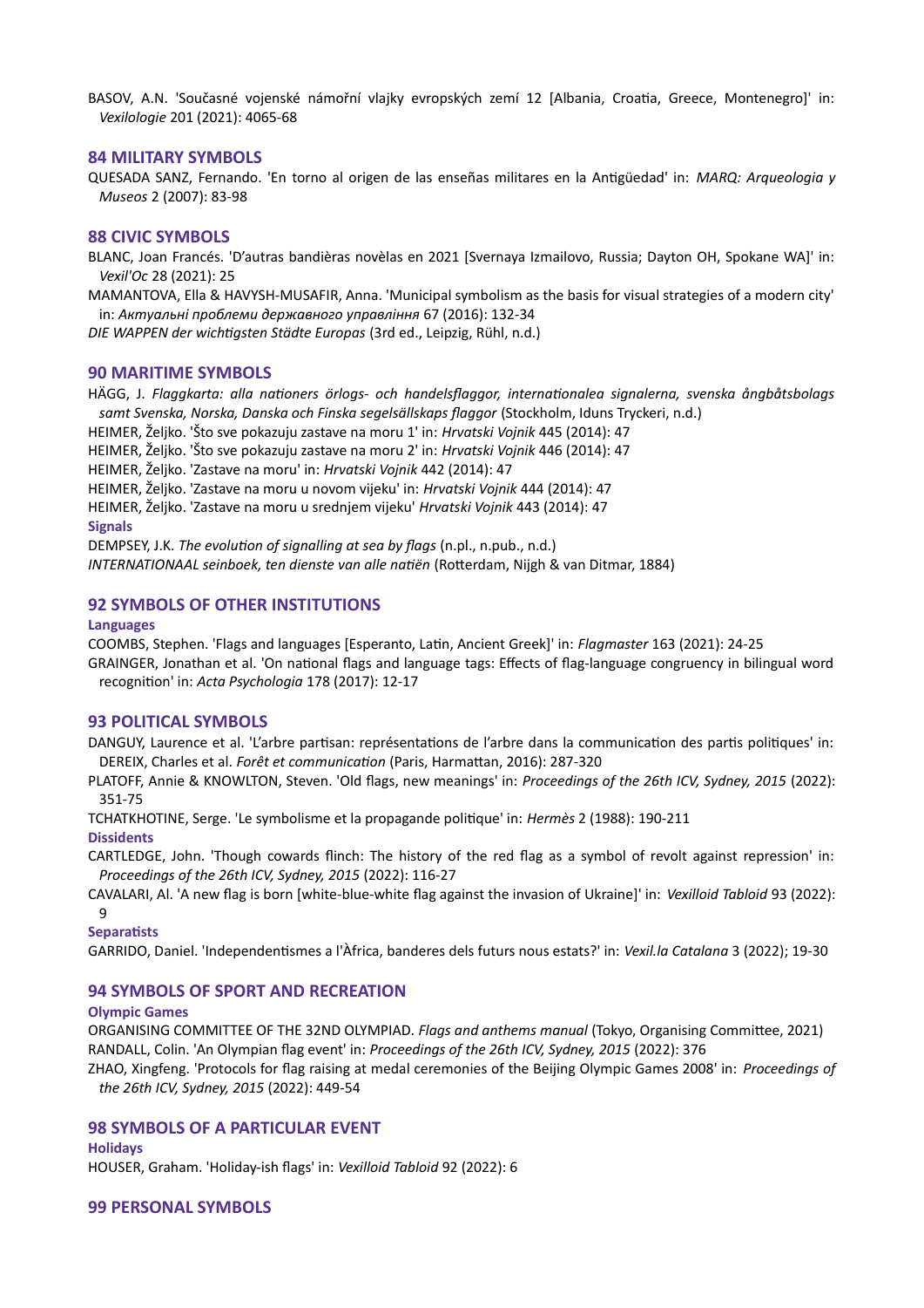BASOV, A.N. 'Současné vojenské námořní vlajky evropských zemí 12 [Albania, Croatia, Greece, Montenegro]' in: *Vexilologie* 201 (2021): 4065-68

## 84 MILITARY SYMBOLS

QUESADA SANZ, Fernando. 'En torno al origen de las enseñas militares en la Antigüedad' in: *MARQ: Arqueologia y Museos* 2 (2007): 83-98

## 88 CIVIC SYMBOLS

BLANC, Joan Francés. 'D’autras bandièras novèlas en 2021 [Svernaya Izmailovo, Russia; Dayton OH, Spokane WA]' in: *Vexil'Oc* 28 (2021): 25

MAMANTOVA, Ella & HAVYSH-MUSAFIR, Anna. 'Municipal symbolism as the basis for visual strategies of a modern city' in: *Актуальні проблеми державного управління* 67 (2016): 132-34

*DIE WAPPEN der wichtigsten Städte Europas* (3rd ed., Leipzig, Rühl, n.d.)

## 90 MARITIME SYMBOLS

HÄGG, J. *Flaggkarta: alla nationers örlogs- och handelsflaggor, internationalea signalerna, svenska ångbåtsbolags samt Svenska, Norska, Danska och Finska segelsällskaps flaggor* (Stockholm, Iduns Tryckeri, n.d.)

HEIMER, Željko. 'Što sve pokazuju zastave na moru 1' in: *Hrvatski Vojnik* 445 (2014): 47

HEIMER, Željko. 'Što sve pokazuju zastave na moru 2' in: *Hrvatski Vojnik* 446 (2014): 47

HEIMER, Željko. 'Zastave na moru' in: *Hrvatski Vojnik* 442 (2014): 47

HEIMER, Željko. 'Zastave na moru u novom vijeku' in: *Hrvatski Vojnik* 444 (2014): 47

HEIMER, Željko. 'Zastave na moru u srednjem vijeku' *Hrvatski Vojnik* 443 (2014): 47

### Signals

DEMPSEY, J.K. *The evolution of signalling at sea by flags* (n.pl., n.pub., n.d.)

*INTERNATIONAAL seinboek, ten dienste van alle natiën* (Rotterdam, Nijgh & van Ditmar, 1884)

## 92 SYMBOLS OF OTHER INSTITUTIONS

### Languages

COOMBS, Stephen. 'Flags and languages [Esperanto, Latin, Ancient Greek]' in: *Flagmaster* 163 (2021): 24-25

GRAINGER, Jonathan et al. 'On national flags and language tags: Effects of flag-language congruency in bilingual word recognition' in: *Acta Psychologia* 178 (2017): 12-17

## 93 POLITICAL SYMBOLS

DANGUY, Laurence et al. 'L’arbre partisan: représentations de l’arbre dans la communication des partis politiques' in: DEREIX, Charles et al. *Forêt et communication* (Paris, Harmattan, 2016): 287-320

PLATOFF, Annie & KNOWLTON, Steven. 'Old flags, new meanings' in: *Proceedings of the 26th ICV, Sydney, 2015* (2022): 351-75

TCHATKHOTINE, Serge. 'Le symbolisme et la propagande politique' in: *Hermès* 2 (1988): 190-211

### Dissidents

CARTLEDGE, John. 'Though cowards flinch: The history of the red flag as a symbol of revolt against repression' in: *Proceedings of the 26th ICV, Sydney, 2015* (2022): 116-27

CAVALARI, Al. 'A new flag is born [white-blue-white flag against the invasion of Ukraine]' in: *Vexilloid Tabloid* 93 (2022): 9

### Separatists

GARRIDO, Daniel. 'Independentismes a l'Àfrica, banderes dels futurs nous estats?' in: *Vexil.la Catalana* 3 (2022); 19-30

## 94 SYMBOLS OF SPORT AND RECREATION

### Olympic Games

ORGANISING COMMITTEE OF THE 32ND OLYMPIAD. *Flags and anthems manual* (Tokyo, Organising Committee, 2021)

RANDALL, Colin. 'An Olympian flag event' in: *Proceedings of the 26th ICV, Sydney, 2015* (2022): 376

ZHAO, Xingfeng. 'Protocols for flag raising at medal ceremonies of the Beijing Olympic Games 2008' in: *Proceedings of the 26th ICV, Sydney, 2015* (2022): 449-54

## 98 SYMBOLS OF A PARTICULAR EVENT

### Holidays

HOUSER, Graham. 'Holiday-ish flags' in: *Vexilloid Tabloid* 92 (2022): 6

## 99 PERSONAL SYMBOLS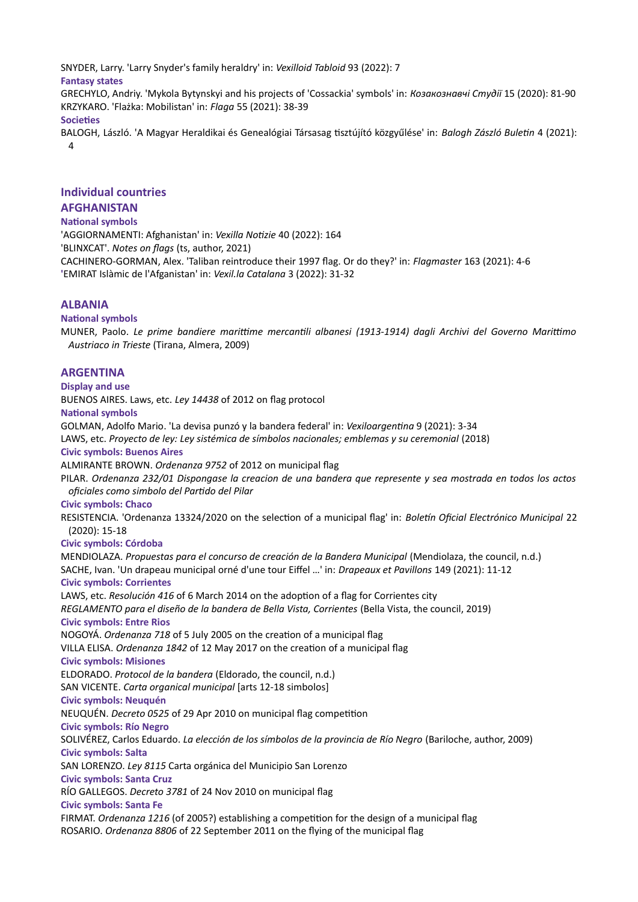SNYDER, Larry. 'Larry Snyder's family heraldry' in: *Vexilloid Tabloid* 93 (2022): 7

**Fantasy states**

GRECHYLO, Andriy. 'Mykola Bytynskyi and his projects of 'Cossackia' symbols' in: *Козакознавчі Студії* 15 (2020): 81-90

KRZYKARO. 'Flażka: Mobilistan' in: *Flaga* 55 (2021): 38-39

**Societies**

BALOGH, László. 'A Magyar Heraldikai és Genealógiai Társasag tisztújító közgyűlése' in: *Balogh Zászló Buletin* 4 (2021): 4

## Individual countries

## AFGHANISTAN

### National symbols

'AGGIORNAMENTI: Afghanistan' in: *Vexilla Notizie* 40 (2022): 164

'BLINXCAT'. *Notes on flags* (ts, author, 2021)

CACHINERO-GORMAN, Alex. 'Taliban reintroduce their 1997 flag. Or do they?' in: *Flagmaster* 163 (2021): 4-6

'EMIRAT Islàmic de l'Afganistan' in: *Vexil.la Catalana* 3 (2022): 31-32

## ALBANIA

### National symbols

MUNER, Paolo. *Le prime bandiere marittime mercantili albanesi (1913-1914) dagli Archivi del Governo Marittimo Austriaco in Trieste* (Tirana, Almera, 2009)

## ARGENTINA

### Display and use

BUENOS AIRES. Laws, etc. *Ley 14438* of 2012 on flag protocol

### National symbols

GOLMAN, Adolfo Mario. 'La devisa punzó y la bandera federal' in: *Vexiloargentina* 9 (2021): 3-34

LAWS, etc. *Proyecto de ley: Ley sistémica de símbolos nacionales; emblemas y su ceremonial* (2018)

### Civic symbols: Buenos Aires

ALMIRANTE BROWN. *Ordenanza 9752* of 2012 on municipal flag

PILAR. *Ordenanza 232/01 Dispongase la creacion de una bandera que represente y sea mostrada en todos los actos oficiales como simbolo del Partido del Pilar*

### Civic symbols: Chaco

RESISTENCIA. 'Ordenanza 13324/2020 on the selection of a municipal flag' in: *Boletín Oficial Electrónico Municipal* 22 (2020): 15-18

### Civic symbols: Córdoba

MENDIOLAZA. *Propuestas para el concurso de creación de la Bandera Municipal* (Mendiolaza, the council, n.d.)

SACHE, Ivan. 'Un drapeau municipal orné d'une tour Eiffel …' in: *Drapeaux et Pavillons* 149 (2021): 11-12

### Civic symbols: Corrientes

LAWS, etc. *Resolución 416* of 6 March 2014 on the adoption of a flag for Corrientes city

*REGLAMENTO para el diseño de la bandera de Bella Vista, Corrientes* (Bella Vista, the council, 2019)

### Civic symbols: Entre Rios

NOGOYÁ. *Ordenanza 718* of 5 July 2005 on the creation of a municipal flag

VILLA ELISA. *Ordenanza 1842* of 12 May 2017 on the creation of a municipal flag

### Civic symbols: Misiones

ELDORADO. *Protocol de la bandera* (Eldorado, the council, n.d.)

SAN VICENTE. *Carta organical municipal* [arts 12-18 simbolos]

### Civic symbols: Neuquén

NEUQUÉN. *Decreto 0525* of 29 Apr 2010 on municipal flag competition

### Civic symbols: Río Negro

SOLIVÉREZ, Carlos Eduardo. *La elección de los símbolos de la provincia de Río Negro* (Bariloche, author, 2009)

### Civic symbols: Salta

SAN LORENZO. *Ley 8115* Carta orgánica del Municipio San Lorenzo

### Civic symbols: Santa Cruz

RÍO GALLEGOS. *Decreto 3781* of 24 Nov 2010 on municipal flag

### Civic symbols: Santa Fe

FIRMAT. *Ordenanza 1216* (of 2005?) establishing a competition for the design of a municipal flag

ROSARIO. *Ordenanza 8806* of 22 September 2011 on the flying of the municipal flag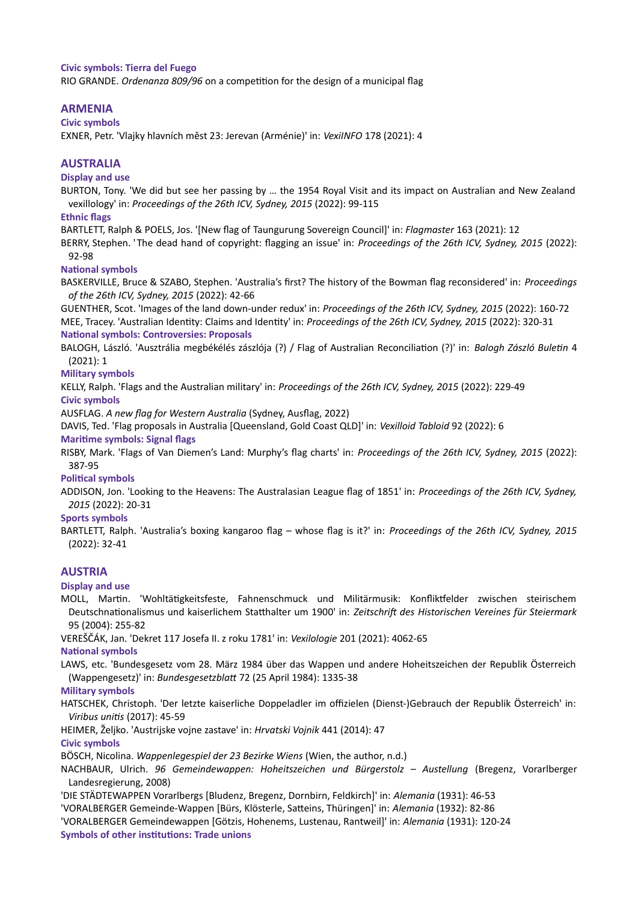### Civic symbols: Tierra del Fuego

RIO GRANDE. *Ordenanza 809/96* on a competition for the design of a municipal flag

## ARMENIA

### Civic symbols

EXNER, Petr. 'Vlajky hlavních měst 23: Jerevan (Arménie)' in: *VexiINFO* 178 (2021): 4

## AUSTRALIA

### Display and use

BURTON, Tony. 'We did but see her passing by … the 1954 Royal Visit and its impact on Australian and New Zealand vexillology' in: *Proceedings of the 26th ICV, Sydney, 2015* (2022): 99-115

### Ethnic flags

BARTLETT, Ralph & POELS, Jos. '[New flag of Taungurung Sovereign Council]' in: *Flagmaster* 163 (2021): 12

BERRY, Stephen. 'The dead hand of copyright: flagging an issue' in: *Proceedings of the 26th ICV, Sydney, 2015* (2022): 92-98

### National symbols

BASKERVILLE, Bruce & SZABO, Stephen. 'Australia's first? The history of the Bowman flag reconsidered' in: *Proceedings of the 26th ICV, Sydney, 2015* (2022): 42-66

GUENTHER, Scot. 'Images of the land down-under redux' in: *Proceedings of the 26th ICV, Sydney, 2015* (2022): 160-72

MEE, Tracey. 'Australian Identity: Claims and Identity' in: *Proceedings of the 26th ICV, Sydney, 2015* (2022): 320-31

### National symbols: Controversies: Proposals

BALOGH, László. 'Ausztrália megbékélés zászlója (?) / Flag of Australian Reconciliation (?)' in: *Balogh Zászló Buletin* 4 (2021): 1

### Military symbols

KELLY, Ralph. 'Flags and the Australian military' in: *Proceedings of the 26th ICV, Sydney, 2015* (2022): 229-49

### Civic symbols

AUSFLAG. *A new flag for Western Australia* (Sydney, Ausflag, 2022)

DAVIS, Ted. 'Flag proposals in Australia [Queensland, Gold Coast QLD]' in: *Vexilloid Tabloid* 92 (2022): 6

### Maritime symbols: Signal flags

RISBY, Mark. 'Flags of Van Diemen's Land: Murphy's flag charts' in: *Proceedings of the 26th ICV, Sydney, 2015* (2022): 387-95

### Political symbols

ADDISON, Jon. 'Looking to the Heavens: The Australasian League flag of 1851' in: *Proceedings of the 26th ICV, Sydney, 2015* (2022): 20-31

### Sports symbols

BARTLETT, Ralph. 'Australia's boxing kangaroo flag – whose flag is it?' in: *Proceedings of the 26th ICV, Sydney, 2015* (2022): 32-41

## AUSTRIA

### Display and use

MOLL, Martin. 'Wohltätigkeitsfeste, Fahnenschmuck und Militärmusik: Konfliktfelder zwischen steirischem Deutschnationalismus und kaiserlichem Statthalter um 1900' in: *Zeitschrift des Historischen Vereines für Steiermark* 95 (2004): 255-82

VEREŠČÁK, Jan. 'Dekret 117 Josefa II. z roku 1781' in: *Vexilologie* 201 (2021): 4062-65

### National symbols

LAWS, etc. 'Bundesgesetz vom 28. März 1984 über das Wappen und andere Hoheitszeichen der Republik Österreich (Wappengesetz)' in: *Bundesgesetzblatt* 72 (25 April 1984): 1335-38

### Military symbols

HATSCHEK, Christoph. 'Der letzte kaiserliche Doppeladler im offizielen (Dienst-)Gebrauch der Republik Österreich' in: *Viribus unitis* (2017): 45-59

HEIMER, Željko. 'Austrijske vojne zastave' in: *Hrvatski Vojnik* 441 (2014): 47

### Civic symbols

BÖSCH, Nicolina. *Wappenlegespiel der 23 Bezirke Wiens* (Wien, the author, n.d.)

NACHBAUR, Ulrich. *96 Gemeindewappen: Hoheitszeichen und Bürgerstolz – Austellung* (Bregenz, Vorarlberger Landesregierung, 2008)

'DIE STÄDTEWAPPEN Vorarlbergs [Bludenz, Bregenz, Dornbirn, Feldkirch]' in: *Alemania* (1931): 46-53

'VORALBERGER Gemeinde-Wappen [Bürs, Klösterle, Satteins, Thüringen]' in: *Alemania* (1932): 82-86

'VORALBERGER Gemeindewappen [Götzis, Hohenems, Lustenau, Rantweil]' in: *Alemania* (1931): 120-24

### Symbols of other institutions: Trade unions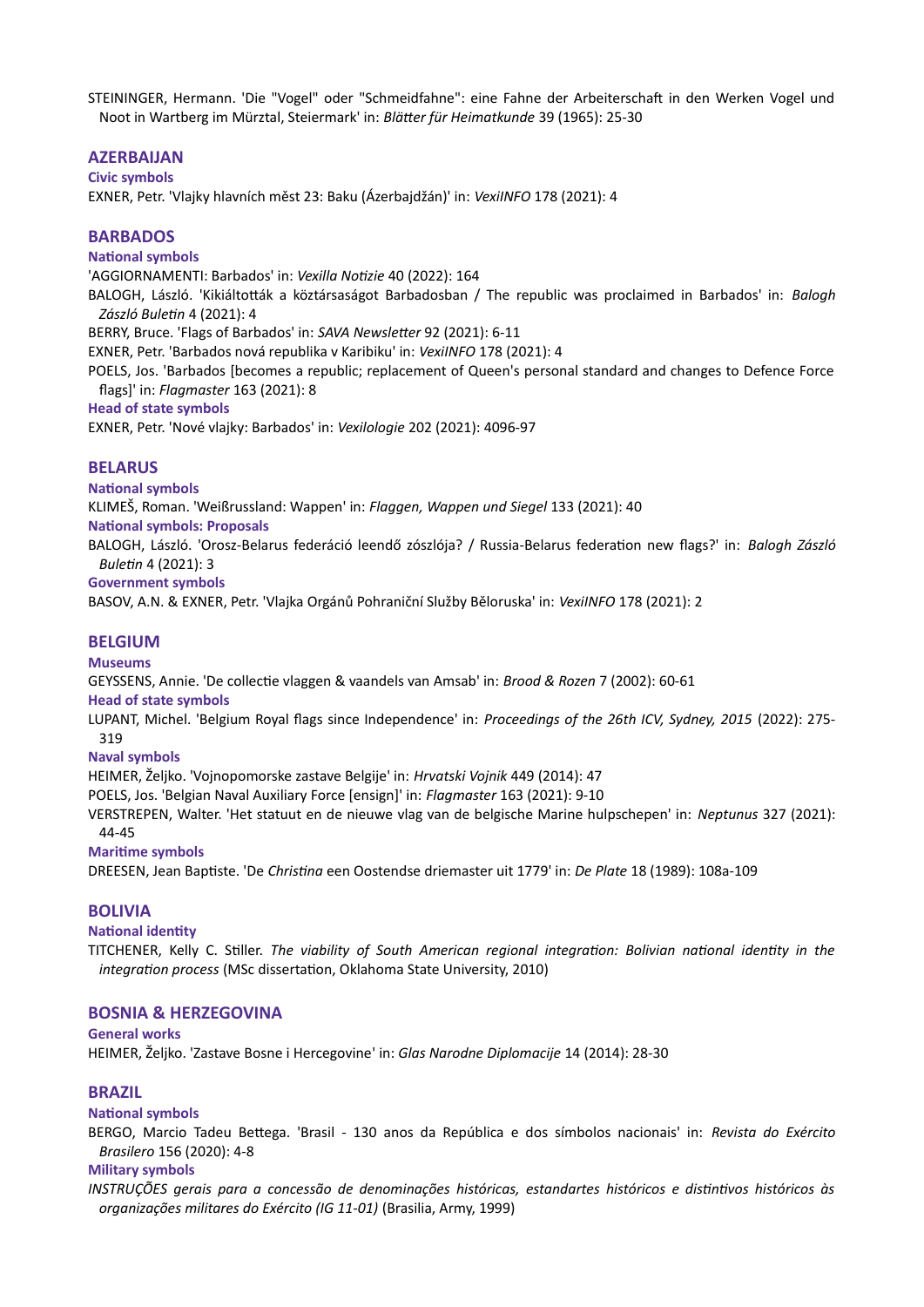STEININGER, Hermann. 'Die "Vogel" oder "Schmeidfahne": eine Fahne der Arbeiterschaft in den Werken Vogel und Noot in Wartberg im Mürztal, Steiermark' in: *Blätter für Heimatkunde* 39 (1965): 25-30

## AZERBAIJAN

### Civic symbols

EXNER, Petr. 'Vlajky hlavních měst 23: Baku (Ázerbajdžán)' in: *VexiINFO* 178 (2021): 4

## BARBADOS

### National symbols

'AGGIORNAMENTI: Barbados' in: *Vexilla Notizie* 40 (2022): 164

BALOGH, László. 'Kikiáltották a köztársaságot Barbadosban / The republic was proclaimed in Barbados' in: *Balogh Zászló Buletin* 4 (2021): 4

BERRY, Bruce. 'Flags of Barbados' in: *SAVA Newsletter* 92 (2021): 6-11

EXNER, Petr. 'Barbados nová republika v Karibiku' in: *VexiINFO* 178 (2021): 4

POELS, Jos. 'Barbados [becomes a republic; replacement of Queen's personal standard and changes to Defence Force flags]' in: *Flagmaster* 163 (2021): 8

### Head of state symbols

EXNER, Petr. 'Nové vlajky: Barbados' in: *Vexilologie* 202 (2021): 4096-97

## BELARUS

### National symbols

KLIMEŠ, Roman. 'Weißrussland: Wappen' in: *Flaggen, Wappen und Siegel* 133 (2021): 40

### National symbols: Proposals

BALOGH, László. 'Orosz-Belarus federáció leendő zószlója? / Russia-Belarus federation new flags?' in: *Balogh Zászló Buletin* 4 (2021): 3

### Government symbols

BASOV, A.N. & EXNER, Petr. 'Vlajka Orgánů Pohraniční Služby Běloruska' in: *VexiINFO* 178 (2021): 2

## BELGIUM

### Museums

GEYSSENS, Annie. 'De collectie vlaggen & vaandels van Amsab' in: *Brood & Rozen* 7 (2002): 60-61

### Head of state symbols

LUPANT, Michel. 'Belgium Royal flags since Independence' in: *Proceedings of the 26th ICV, Sydney, 2015* (2022): 275-319

### Naval symbols

HEIMER, Željko. 'Vojnopomorske zastave Belgije' in: *Hrvatski Vojnik* 449 (2014): 47

POELS, Jos. 'Belgian Naval Auxiliary Force [ensign]' in: *Flagmaster* 163 (2021): 9-10

VERSTREPEN, Walter. 'Het statuut en de nieuwe vlag van de belgische Marine hulpschepen' in: *Neptunus* 327 (2021): 44-45

### Maritime symbols

DREESEN, Jean Baptiste. 'De *Christina* een Oostendse driemaster uit 1779' in: *De Plate* 18 (1989): 108a-109

## BOLIVIA

### National identity

TITCHENER, Kelly C. Stiller. *The viability of South American regional integration: Bolivian national identity in the integration process* (MSc dissertation, Oklahoma State University, 2010)

## BOSNIA & HERZEGOVINA

### General works

HEIMER, Željko. 'Zastave Bosne i Hercegovine' in: *Glas Narodne Diplomacije* 14 (2014): 28-30

## BRAZIL

### National symbols

BERGO, Marcio Tadeu Bettega. 'Brasil - 130 anos da República e dos símbolos nacionais' in: *Revista do Exército Brasilero* 156 (2020): 4-8

### Military symbols

*INSTRUÇÕES gerais para a concessão de denominações históricas, estandartes históricos e distintivos históricos às organizações militares do Exército (IG 11-01)* (Brasilia, Army, 1999)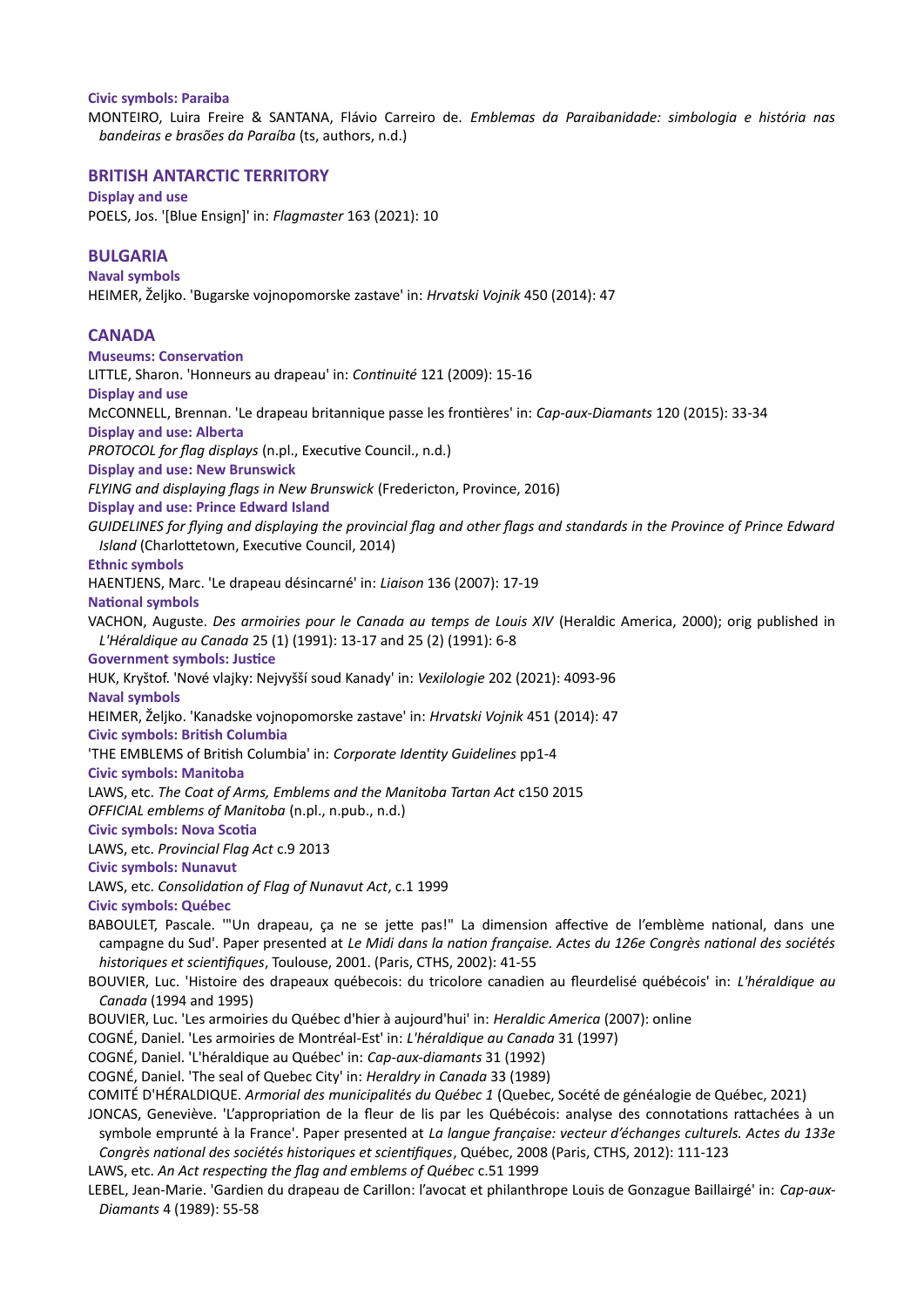### Civic symbols: Paraiba

MONTEIRO, Luira Freire & SANTANA, Flávio Carreiro de. *Emblemas da Paraibanidade: simbologia e história nas bandeiras e brasões da Paraíba* (ts, authors, n.d.)

## BRITISH ANTARCTIC TERRITORY

### Display and use

POELS, Jos. '[Blue Ensign]' in: *Flagmaster* 163 (2021): 10

## BULGARIA

### Naval symbols

HEIMER, Željko. 'Bugarske vojnopomorske zastave' in: *Hrvatski Vojnik* 450 (2014): 47

## CANADA

### Museums: Conservation

LITTLE, Sharon. 'Honneurs au drapeau' in: *Continuité* 121 (2009): 15-16

### Display and use

McCONNELL, Brennan. 'Le drapeau britannique passe les frontières' in: *Cap-aux-Diamants* 120 (2015): 33-34

### Display and use: Alberta

*PROTOCOL for flag displays* (n.pl., Executive Council., n.d.)

### Display and use: New Brunswick

*FLYING and displaying flags in New Brunswick* (Fredericton, Province, 2016)

### Display and use: Prince Edward Island

*GUIDELINES for flying and displaying the provincial flag and other flags and standards in the Province of Prince Edward Island* (Charlottetown, Executive Council, 2014)

### Ethnic symbols

HAENTJENS, Marc. 'Le drapeau désincarné' in: *Liaison* 136 (2007): 17-19

### National symbols

VACHON, Auguste. *Des armoiries pour le Canada au temps de Louis XIV* (Heraldic America, 2000); orig published in *L'Héraldique au Canada* 25 (1) (1991): 13-17 and 25 (2) (1991): 6-8

### Government symbols: Justice

HUK, Kryštof. 'Nové vlajky: Nejvyšší soud Kanady' in: *Vexilologie* 202 (2021): 4093-96

### Naval symbols

HEIMER, Željko. 'Kanadske vojnopomorske zastave' in: *Hrvatski Vojnik* 451 (2014): 47

### Civic symbols: British Columbia

'THE EMBLEMS of British Columbia' in: *Corporate Identity Guidelines* pp1-4

### Civic symbols: Manitoba

LAWS, etc. *The Coat of Arms, Emblems and the Manitoba Tartan Act* c150 2015

*OFFICIAL emblems of Manitoba* (n.pl., n.pub., n.d.)

### Civic symbols: Nova Scotia

LAWS, etc. *Provincial Flag Act* c.9 2013

### Civic symbols: Nunavut

LAWS, etc. *Consolidation of Flag of Nunavut Act*, c.1 1999

### Civic symbols: Québec

BABOULET, Pascale. '"Un drapeau, ça ne se jette pas!" La dimension affective de l'emblème national, dans une campagne du Sud'. Paper presented at *Le Midi dans la nation française. Actes du 126e Congrès national des sociétés historiques et scientifiques*, Toulouse, 2001. (Paris, CTHS, 2002): 41-55

BOUVIER, Luc. 'Histoire des drapeaux québecois: du tricolore canadien au fleurdelisé québécois' in: *L'héraldique au Canada* (1994 and 1995)

BOUVIER, Luc. 'Les armoiries du Québec d'hier à aujourd'hui' in: *Heraldic America* (2007): online

COGNÉ, Daniel. 'Les armoiries de Montréal-Est' in: *L'héraldique au Canada* 31 (1997)

COGNÉ, Daniel. 'L'héraldique au Québec' in: *Cap-aux-diamants* 31 (1992)

COGNÉ, Daniel. 'The seal of Quebec City' in: *Heraldry in Canada* 33 (1989)

COMITÉ D'HÉRALDIQUE. *Armorial des municipalités du Québec 1* (Quebec, Socété de généalogie de Québec, 2021)

JONCAS, Geneviève. 'L'appropriation de la fleur de lis par les Québécois: analyse des connotations rattachées à un symbole emprunté à la France'. Paper presented at *La langue française: vecteur d'échanges culturels. Actes du 133e Congrès national des sociétés historiques et scientifiques*, Québec, 2008 (Paris, CTHS, 2012): 111-123

LAWS, etc. *An Act respecting the flag and emblems of Québec* c.51 1999

LEBEL, Jean-Marie. 'Gardien du drapeau de Carillon: l'avocat et philanthrope Louis de Gonzague Baillairgé' in: *Cap-aux-Diamants* 4 (1989): 55-58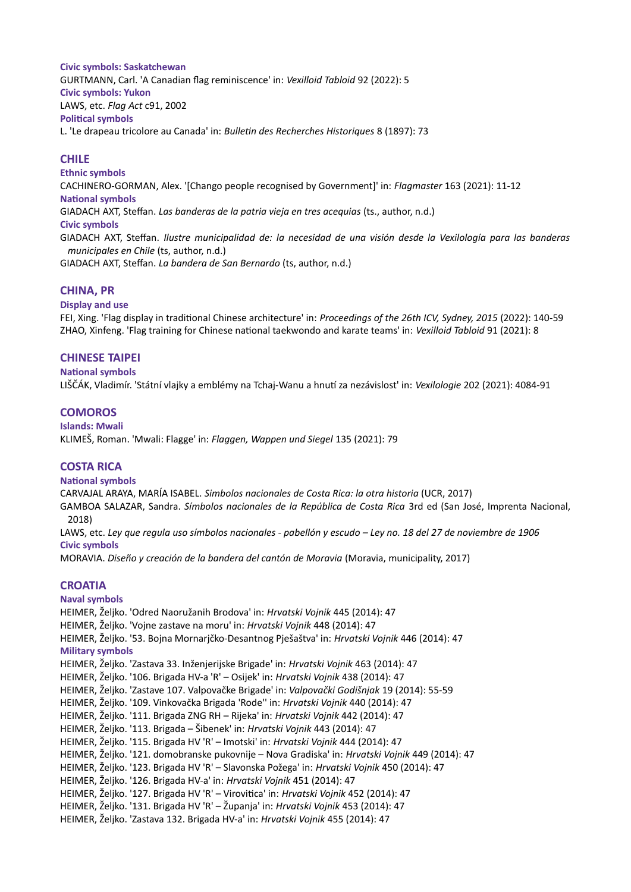**Civic symbols: Saskatchewan**

GURTMANN, Carl. 'A Canadian flag reminiscence' in: *Vexilloid Tabloid* 92 (2022): 5

**Civic symbols: Yukon**

LAWS, etc. *Flag Act* c91, 2002

**Political symbols**

L. 'Le drapeau tricolore au Canada' in: *Bulletin des Recherches Historiques* 8 (1897): 73

## CHILE

**Ethnic symbols**

CACHINERO-GORMAN, Alex. '[Chango people recognised by Government]' in: *Flagmaster* 163 (2021): 11-12

**National symbols**

GIADACH AXT, Steffan. *Las banderas de la patria vieja en tres acequias* (ts., author, n.d.)

**Civic symbols**

GIADACH AXT, Steffan. *Ilustre municipalidad de: la necesidad de una visión desde la Vexilología para las banderas municipales en Chile* (ts, author, n.d.)

GIADACH AXT, Steffan. *La bandera de San Bernardo* (ts, author, n.d.)

## CHINA, PR

**Display and use**

FEI, Xing. 'Flag display in traditional Chinese architecture' in: *Proceedings of the 26th ICV, Sydney, 2015* (2022): 140-59

ZHAO, Xinfeng. 'Flag training for Chinese national taekwondo and karate teams' in: *Vexilloid Tabloid* 91 (2021): 8

## CHINESE TAIPEI

**National symbols**

LIŠČÁK, Vladimír. 'Státní vlajky a emblémy na Tchaj-Wanu a hnutí za nezávislost' in: *Vexilologie* 202 (2021): 4084-91

## COMOROS

**Islands: Mwali**

KLIMEŠ, Roman. 'Mwali: Flagge' in: *Flaggen, Wappen und Siegel* 135 (2021): 79

## COSTA RICA

**National symbols**

CARVAJAL ARAYA, MARÍA ISABEL. *Simbolos nacionales de Costa Rica: la otra historia* (UCR, 2017)

GAMBOA SALAZAR, Sandra. *Símbolos nacionales de la República de Costa Rica* 3rd ed (San José, Imprenta Nacional, 2018)

LAWS, etc. *Ley que regula uso símbolos nacionales - pabellón y escudo – Ley no. 18 del 27 de noviembre de 1906*

**Civic symbols**

MORAVIA. *Diseño y creación de la bandera del cantón de Moravia* (Moravia, municipality, 2017)

## CROATIA

**Naval symbols**

HEIMER, Željko. 'Odred Naoružanih Brodova' in: *Hrvatski Vojnik* 445 (2014): 47

HEIMER, Željko. 'Vojne zastave na moru' in: *Hrvatski Vojnik* 448 (2014): 47

HEIMER, Željko. '53. Bojna Mornarjčko-Desantnog Pješaštva' in: *Hrvatski Vojnik* 446 (2014): 47

**Military symbols**

HEIMER, Željko. 'Zastava 33. Inženjerijske Brigade' in: *Hrvatski Vojnik* 463 (2014): 47

HEIMER, Željko. '106. Brigada HV-a 'R' – Osijek' in: *Hrvatski Vojnik* 438 (2014): 47

HEIMER, Željko. 'Zastave 107. Valpovačke Brigade' in: *Valpovački Godišnjak* 19 (2014): 55-59

HEIMER, Željko. '109. Vinkovačka Brigada 'Rode'' in: *Hrvatski Vojnik* 440 (2014): 47

HEIMER, Željko. '111. Brigada ZNG RH – Rijeka' in: *Hrvatski Vojnik* 442 (2014): 47

HEIMER, Željko. '113. Brigada – Šibenek' in: *Hrvatski Vojnik* 443 (2014): 47

HEIMER, Željko. '115. Brigada HV 'R' – Imotski' in: *Hrvatski Vojnik* 444 (2014): 47

HEIMER, Željko. '121. domobranske pukovnije – Nova Gradiska' in: *Hrvatski Vojnik* 449 (2014): 47

HEIMER, Željko. '123. Brigada HV 'R' – Slavonska Požega' in: *Hrvatski Vojnik* 450 (2014): 47

HEIMER, Željko. '126. Brigada HV-a' in: *Hrvatski Vojnik* 451 (2014): 47

HEIMER, Željko. '127. Brigada HV 'R' – Virovitica' in: *Hrvatski Vojnik* 452 (2014): 47

HEIMER, Željko. '131. Brigada HV 'R' – Županja' in: *Hrvatski Vojnik* 453 (2014): 47

HEIMER, Željko. 'Zastava 132. Brigada HV-a' in: *Hrvatski Vojnik* 455 (2014): 47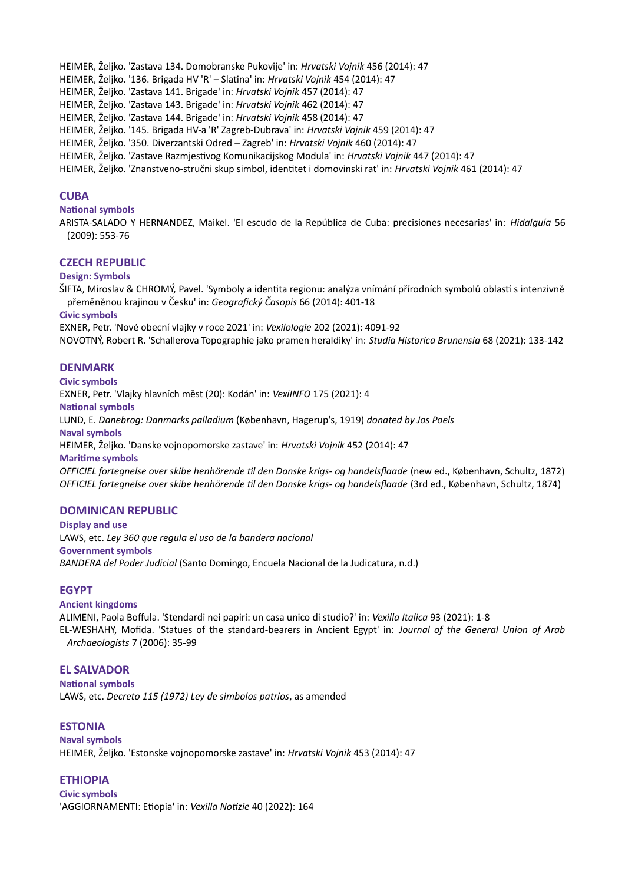HEIMER, Željko. 'Zastava 134. Domobranske Pukovije' in: *Hrvatski Vojnik* 456 (2014): 47
HEIMER, Željko. '136. Brigada HV 'R' – Slatina' in: *Hrvatski Vojnik* 454 (2014): 47
HEIMER, Željko. 'Zastava 141. Brigade' in: *Hrvatski Vojnik* 457 (2014): 47
HEIMER, Željko. 'Zastava 143. Brigade' in: *Hrvatski Vojnik* 462 (2014): 47
HEIMER, Željko. 'Zastava 144. Brigade' in: *Hrvatski Vojnik* 458 (2014): 47
HEIMER, Željko. '145. Brigada HV-a 'R' Zagreb-Dubrava' in: *Hrvatski Vojnik* 459 (2014): 47
HEIMER, Željko. '350. Diverzantski Odred – Zagreb' in: *Hrvatski Vojnik* 460 (2014): 47
HEIMER, Željko. 'Zastave Razmjestivog Komunikacijskog Modula' in: *Hrvatski Vojnik* 447 (2014): 47
HEIMER, Željko. 'Znanstveno-stručni skup simbol, identitet i domovinski rat' in: *Hrvatski Vojnik* 461 (2014): 47

## CUBA

### National symbols

ARISTA-SALADO Y HERNANDEZ, Maikel. 'El escudo de la República de Cuba: precisiones necesarias' in: *Hidalguía* 56 (2009): 553-76

## CZECH REPUBLIC

### Design: Symbols

ŠIFTA, Miroslav & CHROMÝ, Pavel. 'Symboly a identita regionu: analýza vnímání přírodních symbolů oblastí s intenzivně přeměněnou krajinou v Česku' in: *Geografický Časopis* 66 (2014): 401-18

### Civic symbols

EXNER, Petr. 'Nové obecní vlajky v roce 2021' in: *Vexilologie* 202 (2021): 4091-92
NOVOTNÝ, Robert R. 'Schallerova Topographie jako pramen heraldiky' in: *Studia Historica Brunensia* 68 (2021): 133-142

## DENMARK

### Civic symbols

EXNER, Petr. 'Vlajky hlavních měst (20): Kodáň' in: *VexiINFO* 175 (2021): 4

### National symbols

LUND, E. *Danebrog: Danmarks palladium* (København, Hagerup's, 1919) *donated by Jos Poels*

### Naval symbols

HEIMER, Željko. 'Danske vojnopomorske zastave' in: *Hrvatski Vojnik* 452 (2014): 47

### Maritime symbols

*OFFICIEL fortegnelse over skibe henhörende til den Danske krigs- og handelsflaade* (new ed., København, Schultz, 1872)
*OFFICIEL fortegnelse over skibe henhörende til den Danske krigs- og handelsflaade* (3rd ed., København, Schultz, 1874)

## DOMINICAN REPUBLIC

### Display and use

LAWS, etc. *Ley 360 que regula el uso de la bandera nacional*

### Government symbols

*BANDERA del Poder Judicial* (Santo Domingo, Encuela Nacional de la Judicatura, n.d.)

## EGYPT

### Ancient kingdoms

ALIMENI, Paola Boffula. 'Stendardi nei papiri: un casa unico di studio?' in: *Vexilla Italica* 93 (2021): 1-8
EL-WESHAHY, Mofida. 'Statues of the standard-bearers in Ancient Egypt' in: *Journal of the General Union of Arab Archaeologists* 7 (2006): 35-99

## EL SALVADOR

### National symbols

LAWS, etc. *Decreto 115 (1972) Ley de simbolos patrios*, as amended

## ESTONIA

### Naval symbols

HEIMER, Željko. 'Estonske vojnopomorske zastave' in: *Hrvatski Vojnik* 453 (2014): 47

## ETHIOPIA

### Civic symbols

'AGGIORNAMENTI: Etiopia' in: *Vexilla Notizie* 40 (2022): 164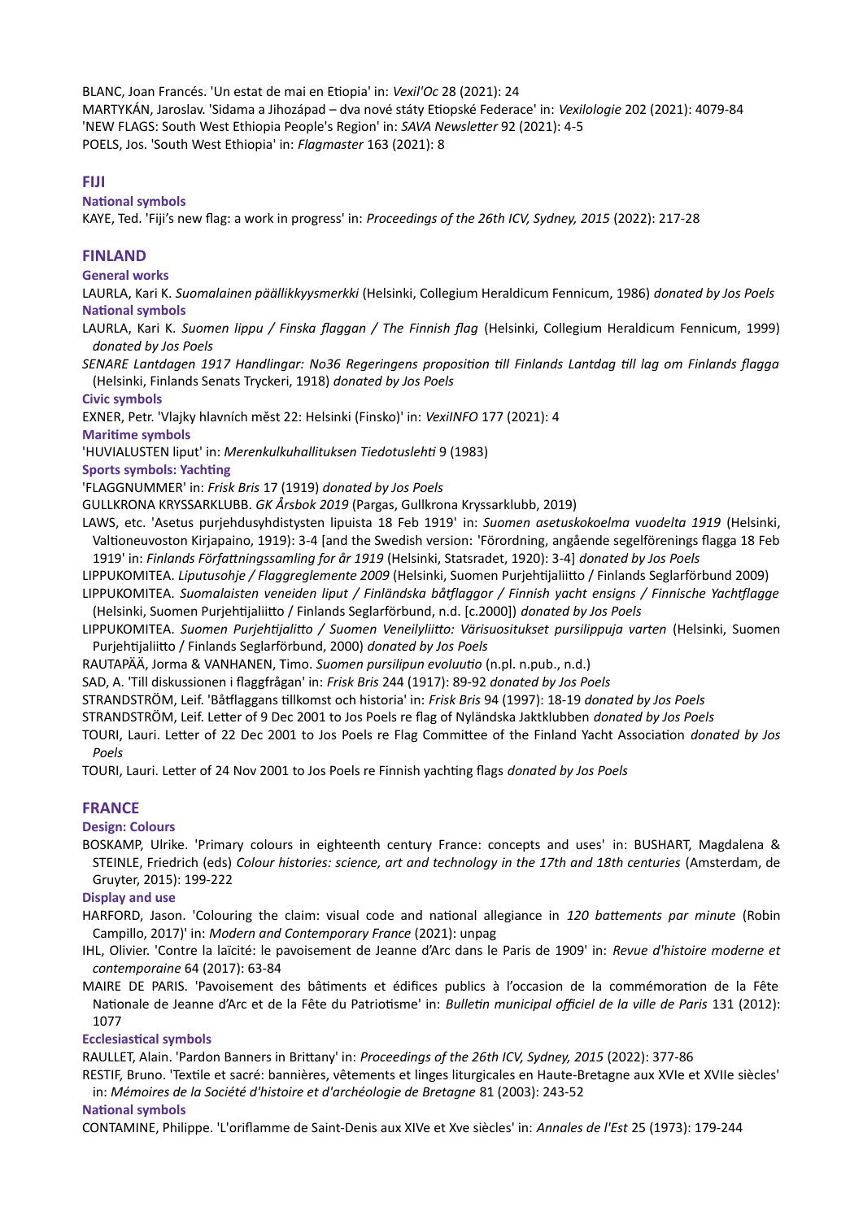BLANC, Joan Francés. 'Un estat de mai en Etiopia' in: *Vexil'Oc* 28 (2021): 24

MARTYKÁN, Jaroslav. 'Sidama a Jihozápad – dva nové státy Etiopské Federace' in: *Vexilologie* 202 (2021): 4079-84

'NEW FLAGS: South West Ethiopia People's Region' in: *SAVA Newsletter* 92 (2021): 4-5

POELS, Jos. 'South West Ethiopia' in: *Flagmaster* 163 (2021): 8

## FIJI

### National symbols

KAYE, Ted. 'Fiji's new flag: a work in progress' in: *Proceedings of the 26th ICV, Sydney, 2015* (2022): 217-28

## FINLAND

### General works

LAURLA, Kari K. *Suomalainen päällikkyysmerkki* (Helsinki, Collegium Heraldicum Fennicum, 1986) *donated by Jos Poels*

### National symbols

LAURLA, Kari K. *Suomen lippu / Finska flaggan / The Finnish flag* (Helsinki, Collegium Heraldicum Fennicum, 1999) *donated by Jos Poels*

*SENARE Lantdagen 1917 Handlingar: No36 Regeringens proposition till Finlands Lantdag till lag om Finlands flagga* (Helsinki, Finlands Senats Tryckeri, 1918) *donated by Jos Poels*

### Civic symbols

EXNER, Petr. 'Vlajky hlavních měst 22: Helsinki (Finsko)' in: *VexiINFO* 177 (2021): 4

### Maritime symbols

'HUVIALUSTEN liput' in: *Merenkulkuhallituksen Tiedotuslehti* 9 (1983)

### Sports symbols: Yachting

'FLAGGNUMMER' in: *Frisk Bris* 17 (1919) *donated by Jos Poels*

GULLKRONA KRYSSARKLUBB. *GK Årsbok 2019* (Pargas, Gullkrona Kryssarklubb, 2019)

LAWS, etc. 'Asetus purjehdusyhdistysten lipuista 18 Feb 1919' in: *Suomen asetuskokoelma vuodelta 1919* (Helsinki, Valtioneuvoston Kirjapaino, 1919): 3-4 [and the Swedish version: 'Förordning, angående segelförenings flagga 18 Feb 1919' in: *Finlands Författningssamling for år 1919* (Helsinki, Statsradet, 1920): 3-4] *donated by Jos Poels*

LIPPUKOMITEA. *Liputusohje / Flaggreglemente 2009* (Helsinki, Suomen Purjehtijaliitto / Finlands Seglarförbund 2009)

LIPPUKOMITEA. *Suomalaisten veneiden liput / Finländska båtflaggor / Finnish yacht ensigns / Finnische Yachtflagge* (Helsinki, Suomen Purjehtijaliitto / Finlands Seglarförbund, n.d. [c.2000]) *donated by Jos Poels*

LIPPUKOMITEA. *Suomen Purjehtijaliitto / Suomen Veneilyliitto: Värisuositukset pursilippuja varten* (Helsinki, Suomen Purjehtijaliitto / Finlands Seglarförbund, 2000) *donated by Jos Poels*

RAUTAPÄÄ, Jorma & VANHANEN, Timo. *Suomen pursilipun evoluutio* (n.pl. n.pub., n.d.)

SAD, A. 'Till diskussionen i flaggfrågan' in: *Frisk Bris* 244 (1917): 89-92 *donated by Jos Poels*

STRANDSTRÖM, Leif. 'Båtflaggans tillkomst och historia' in: *Frisk Bris* 94 (1997): 18-19 *donated by Jos Poels*

STRANDSTRÖM, Leif. Letter of 9 Dec 2001 to Jos Poels re flag of Nyländska Jaktklubben *donated by Jos Poels*

TOURI, Lauri. Letter of 22 Dec 2001 to Jos Poels re Flag Committee of the Finland Yacht Association *donated by Jos Poels*

TOURI, Lauri. Letter of 24 Nov 2001 to Jos Poels re Finnish yachting flags *donated by Jos Poels*

## FRANCE

### Design: Colours

BOSKAMP, Ulrike. 'Primary colours in eighteenth century France: concepts and uses' in: BUSHART, Magdalena & STEINLE, Friedrich (eds) *Colour histories: science, art and technology in the 17th and 18th centuries* (Amsterdam, de Gruyter, 2015): 199-222

### Display and use

HARFORD, Jason. 'Colouring the claim: visual code and national allegiance in *120 battements par minute* (Robin Campillo, 2017)' in: *Modern and Contemporary France* (2021): unpag

IHL, Olivier. 'Contre la laïcité: le pavoisement de Jeanne d'Arc dans le Paris de 1909' in: *Revue d'histoire moderne et contemporaine* 64 (2017): 63-84

MAIRE DE PARIS. 'Pavoisement des bâtiments et édifices publics à l'occasion de la commémoration de la Fête Nationale de Jeanne d'Arc et de la Fête du Patriotisme' in: *Bulletin municipal officiel de la ville de Paris* 131 (2012): 1077

### Ecclesiastical symbols

RAULLET, Alain. 'Pardon Banners in Brittany' in: *Proceedings of the 26th ICV, Sydney, 2015* (2022): 377-86

RESTIF, Bruno. 'Textile et sacré: bannières, vêtements et linges liturgicales en Haute-Bretagne aux XVIe et XVIIe siècles' in: *Mémoires de la Société d'histoire et d'archéologie de Bretagne* 81 (2003): 243-52

### National symbols

CONTAMINE, Philippe. 'L'oriflamme de Saint-Denis aux XIVe et Xve siècles' in: *Annales de l'Est* 25 (1973): 179-244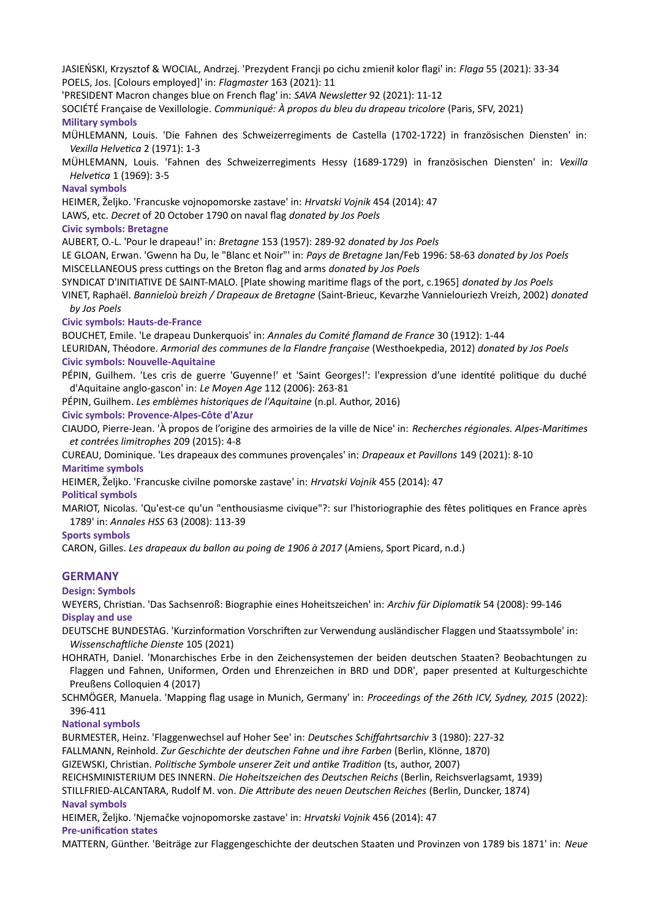JASIEŃSKI, Krzysztof & WOCIAL, Andrzej. 'Prezydent Francji po cichu zmienił kolor flagi' in: *Flaga* 55 (2021): 33-34

POELS, Jos. [Colours employed]' in: *Flagmaster* 163 (2021): 11

'PRESIDENT Macron changes blue on French flag' in: *SAVA Newsletter* 92 (2021): 11-12

SOCIÉTÉ Française de Vexillologie. *Communiqué: À propos du bleu du drapeau tricolore* (Paris, SFV, 2021)

### Military symbols

MÜHLEMANN, Louis. 'Die Fahnen des Schweizerregiments de Castella (1702-1722) in französischen Diensten' in: *Vexilla Helvetica* 2 (1971): 1-3

MÜHLEMANN, Louis. 'Fahnen des Schweizerregiments Hessy (1689-1729) in französischen Diensten' in: *Vexilla Helvetica* 1 (1969): 3-5

### Naval symbols

HEIMER, Željko. 'Francuske vojnopomorske zastave' in: *Hrvatski Vojnik* 454 (2014): 47

LAWS, etc. *Decret* of 20 October 1790 on naval flag *donated by Jos Poels*

### Civic symbols: Bretagne

AUBERT, O.-L. 'Pour le drapeau!' in: *Bretagne* 153 (1957): 289-92 *donated by Jos Poels*

LE GLOAN, Erwan. 'Gwenn ha Du, le "Blanc et Noir"' in: *Pays de Bretagne* Jan/Feb 1996: 58-63 *donated by Jos Poels*

MISCELLANEOUS press cuttings on the Breton flag and arms *donated by Jos Poels*

SYNDICAT D'INITIATIVE DE SAINT-MALO. [Plate showing maritime flags of the port, c.1965] *donated by Jos Poels*

VINET, Raphaël. *Bannieloù breizh / Drapeaux de Bretagne* (Saint-Brieuc, Kevarzhe Vannielouriezh Vreizh, 2002) *donated by Jos Poels*

### Civic symbols: Hauts-de-France

BOUCHET, Emile. 'Le drapeau Dunkerquois' in: *Annales du Comité flamand de France* 30 (1912): 1-44

LEURIDAN, Théodore. *Armorial des communes de la Flandre française* (Westhoekpedia, 2012) *donated by Jos Poels*

### Civic symbols: Nouvelle-Aquitaine

PÉPIN, Guilhem. 'Les cris de guerre 'Guyenne!' et 'Saint Georges!': l'expression d'une identité politique du duché d'Aquitaine anglo-gascon' in: *Le Moyen Age* 112 (2006): 263-81

PÉPIN, Guilhem. *Les emblèmes historiques de l'Aquitaine* (n.pl. Author, 2016)

### Civic symbols: Provence-Alpes-Côte d'Azur

CIAUDO, Pierre-Jean. 'À propos de l'origine des armoiries de la ville de Nice' in: *Recherches régionales. Alpes-Maritimes et contrées limitrophes* 209 (2015): 4-8

CUREAU, Dominique. 'Les drapeaux des communes provençales' in: *Drapeaux et Pavillons* 149 (2021): 8-10

### Maritime symbols

HEIMER, Željko. 'Francuske civilne pomorske zastave' in: *Hrvatski Vojnik* 455 (2014): 47

### Political symbols

MARIOT, Nicolas. 'Qu'est-ce qu'un "enthousiasme civique"?: sur l'historiographie des fêtes politiques en France après 1789' in: *Annales HSS* 63 (2008): 113-39

### Sports symbols

CARON, Gilles. *Les drapeaux du ballon au poing de 1906 à 2017* (Amiens, Sport Picard, n.d.)

## GERMANY

### Design: Symbols

WEYERS, Christian. 'Das Sachsenroß: Biographie eines Hoheitszeichen' in: *Archiv für Diplomatik* 54 (2008): 99-146

### Display and use

DEUTSCHE BUNDESTAG. 'Kurzinformation Vorschriften zur Verwendung ausländischer Flaggen und Staatssymbole' in: *Wissenschaftliche Dienste* 105 (2021)

HOHRATH, Daniel. 'Monarchisches Erbe in den Zeichensystemen der beiden deutschen Staaten? Beobachtungen zu Flaggen und Fahnen, Uniformen, Orden und Ehrenzeichen in BRD und DDR', paper presented at Kulturgeschichte Preußens Colloquien 4 (2017)

SCHMÖGER, Manuela. 'Mapping flag usage in Munich, Germany' in: *Proceedings of the 26th ICV, Sydney, 2015* (2022): 396-411

### National symbols

BURMESTER, Heinz. 'Flaggenwechsel auf Hoher See' in: *Deutsches Schiffahrtsarchiv* 3 (1980): 227-32

FALLMANN, Reinhold. *Zur Geschichte der deutschen Fahne und ihre Farben* (Berlin, Klönne, 1870)

GIZEWSKI, Christian. *Politische Symbole unserer Zeit und antike Tradition* (ts, author, 2007)

REICHSMINISTERIUM DES INNERN. *Die Hoheitszeichen des Deutschen Reichs* (Berlin, Reichsverlagsamt, 1939)

STILLFRIED-ALCANTARA, Rudolf M. von. *Die Attribute des neuen Deutschen Reiches* (Berlin, Duncker, 1874)

### Naval symbols

HEIMER, Željko. 'Njemačke vojnopomorske zastave' in: *Hrvatski Vojnik* 456 (2014): 47

### Pre-unification states

MATTERN, Günther. 'Beiträge zur Flaggengeschichte der deutschen Staaten und Provinzen von 1789 bis 1871' in: *Neue*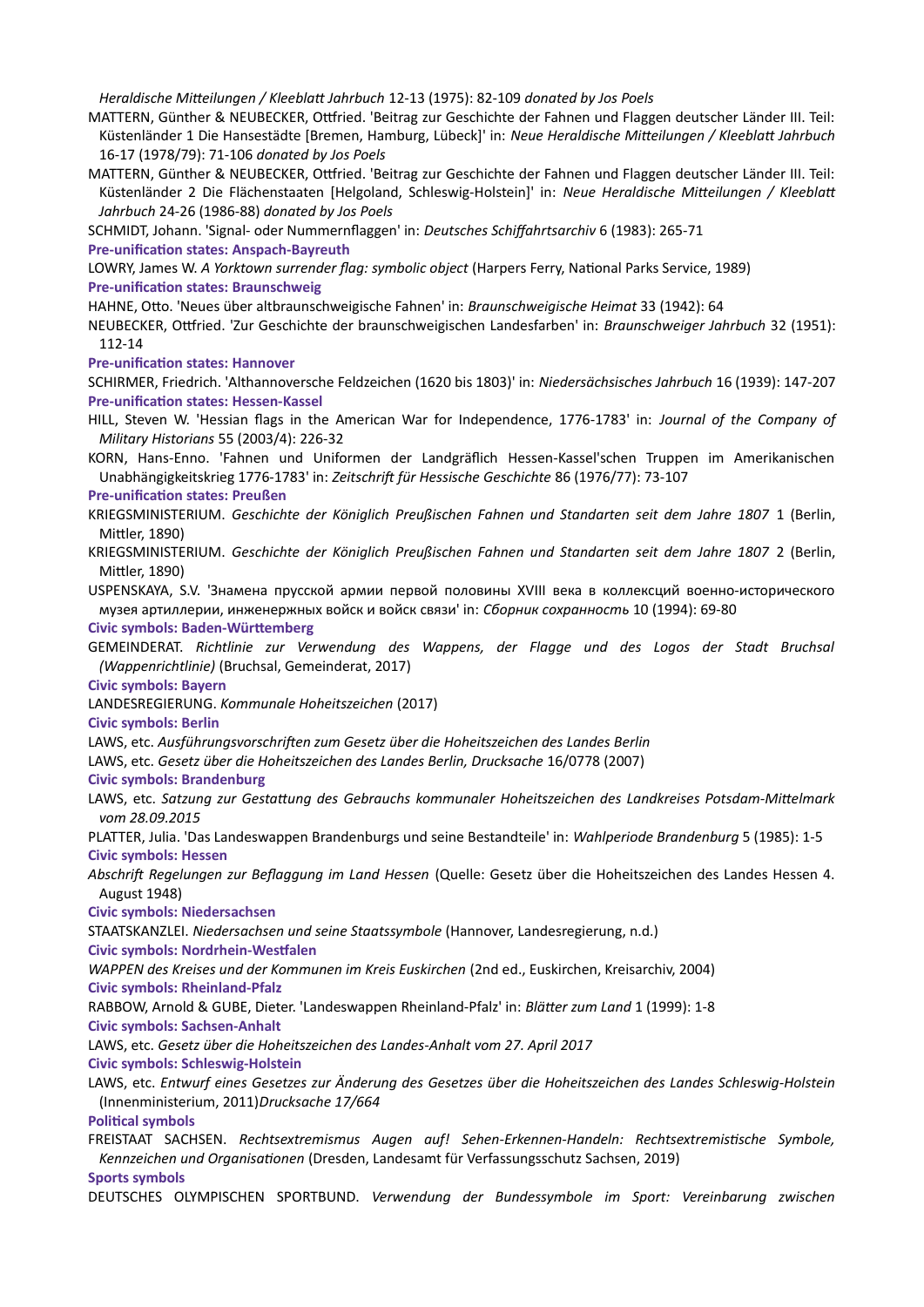*Heraldische Mitteilungen / Kleeblatt Jahrbuch* 12-13 (1975): 82-109 *donated by Jos Poels*

MATTERN, Günther & NEUBECKER, Ottfried. 'Beitrag zur Geschichte der Fahnen und Flaggen deutscher Länder III. Teil: Küstenländer 1 Die Hansestädte [Bremen, Hamburg, Lübeck]' in: *Neue Heraldische Mitteilungen / Kleeblatt Jahrbuch* 16-17 (1978/79): 71-106 *donated by Jos Poels*

MATTERN, Günther & NEUBECKER, Ottfried. 'Beitrag zur Geschichte der Fahnen und Flaggen deutscher Länder III. Teil: Küstenländer 2 Die Flächenstaaten [Helgoland, Schleswig-Holstein]' in: *Neue Heraldische Mitteilungen / Kleeblatt Jahrbuch* 24-26 (1986-88) *donated by Jos Poels*

SCHMIDT, Johann. 'Signal- oder Nummernflaggen' in: *Deutsches Schiffahrtsarchiv* 6 (1983): 265-71

**Pre-unification states: Anspach-Bayreuth**

LOWRY, James W. *A Yorktown surrender flag: symbolic object* (Harpers Ferry, National Parks Service, 1989)

**Pre-unification states: Braunschweig**

HAHNE, Otto. 'Neues über altbraunschweigische Fahnen' in: *Braunschweigische Heimat* 33 (1942): 64

NEUBECKER, Ottfried. 'Zur Geschichte der braunschweigischen Landesfarben' in: *Braunschweiger Jahrbuch* 32 (1951): 112-14

**Pre-unification states: Hannover**

SCHIRMER, Friedrich. 'Althannoversche Feldzeichen (1620 bis 1803)' in: *Niedersächsisches Jahrbuch* 16 (1939): 147-207

**Pre-unification states: Hessen-Kassel**

HILL, Steven W. 'Hessian flags in the American War for Independence, 1776-1783' in: *Journal of the Company of Military Historians* 55 (2003/4): 226-32

KORN, Hans-Enno. 'Fahnen und Uniformen der Landgräflich Hessen-Kassel'schen Truppen im Amerikanischen Unabhängigkeitskrieg 1776-1783' in: *Zeitschrift für Hessische Geschichte* 86 (1976/77): 73-107

**Pre-unification states: Preußen**

KRIEGSMINISTERIUM. *Geschichte der Königlich Preußischen Fahnen und Standarten seit dem Jahre 1807* 1 (Berlin, Mittler, 1890)

KRIEGSMINISTERIUM. *Geschichte der Königlich Preußischen Fahnen und Standarten seit dem Jahre 1807* 2 (Berlin, Mittler, 1890)

USPENSKAYA, S.V. 'Знамена прусской армии первой половины XVIII века в коллекций военно-исторического музея артиллерии, инженержных войск и войск связи' in: *Сборник сохранность* 10 (1994): 69-80

**Civic symbols: Baden-Württemberg**

GEMEINDERAT. *Richtlinie zur Verwendung des Wappens, der Flagge und des Logos der Stadt Bruchsal (Wappenrichtlinie)* (Bruchsal, Gemeinderat, 2017)

**Civic symbols: Bayern**

LANDESREGIERUNG. *Kommunale Hoheitszeichen* (2017)

**Civic symbols: Berlin**

LAWS, etc. *Ausführungsvorschriften zum Gesetz über die Hoheitszeichen des Landes Berlin*

LAWS, etc. *Gesetz über die Hoheitszeichen des Landes Berlin, Drucksache* 16/0778 (2007)

**Civic symbols: Brandenburg**

LAWS, etc. *Satzung zur Gestattung des Gebrauchs kommunaler Hoheitszeichen des Landkreises Potsdam-Mittelmark vom 28.09.2015*

PLATTER, Julia. 'Das Landeswappen Brandenburgs und seine Bestandteile' in: *Wahlperiode Brandenburg* 5 (1985): 1-5

**Civic symbols: Hessen**

*Abschrift Regelungen zur Beflaggung im Land Hessen* (Quelle: Gesetz über die Hoheitszeichen des Landes Hessen 4. August 1948)

**Civic symbols: Niedersachsen**

STAATSKANZLEI. *Niedersachsen und seine Staatssymbole* (Hannover, Landesregierung, n.d.)

**Civic symbols: Nordrhein-Westfalen**

*WAPPEN des Kreises und der Kommunen im Kreis Euskirchen* (2nd ed., Euskirchen, Kreisarchiv, 2004)

**Civic symbols: Rheinland-Pfalz**

RABBOW, Arnold & GUBE, Dieter. 'Landeswappen Rheinland-Pfalz' in: *Blätter zum Land* 1 (1999): 1-8

**Civic symbols: Sachsen-Anhalt**

LAWS, etc. *Gesetz über die Hoheitszeichen des Landes-Anhalt vom 27. April 2017*

**Civic symbols: Schleswig-Holstein**

LAWS, etc. *Entwurf eines Gesetzes zur Änderung des Gesetzes über die Hoheitszeichen des Landes Schleswig-Holstein* (Innenministerium, 2011)*Drucksache 17/664*

**Political symbols**

FREISTAAT SACHSEN. *Rechtsextremismus Augen auf! Sehen-Erkennen-Handeln: Rechtsextremistische Symbole, Kennzeichen und Organisationen* (Dresden, Landesamt für Verfassungsschutz Sachsen, 2019)

**Sports symbols**

DEUTSCHES OLYMPISCHEN SPORTBUND. *Verwendung der Bundessymbole im Sport: Vereinbarung zwischen*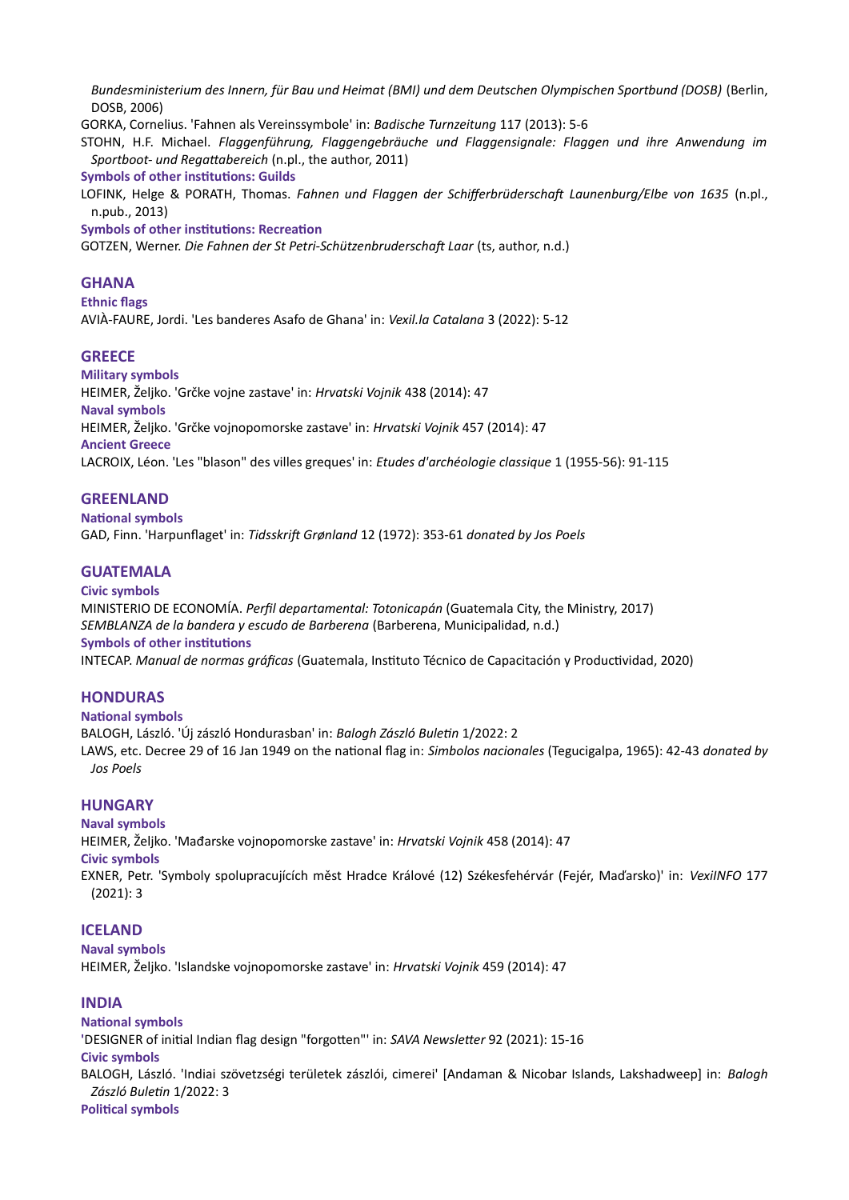*Bundesministerium des Innern, für Bau und Heimat (BMI) und dem Deutschen Olympischen Sportbund (DOSB)* (Berlin, DOSB, 2006)

GORKA, Cornelius. 'Fahnen als Vereinssymbole' in: *Badische Turnzeitung* 117 (2013): 5-6

STOHN, H.F. Michael. *Flaggenführung, Flaggengebräuche und Flaggensignale: Flaggen und ihre Anwendung im Sportboot- und Regattabereich* (n.pl., the author, 2011)

### Symbols of other institutions: Guilds

LOFINK, Helge & PORATH, Thomas. *Fahnen und Flaggen der Schifferbrüderschaft Launenburg/Elbe von 1635* (n.pl., n.pub., 2013)

### Symbols of other institutions: Recreation

GOTZEN, Werner. *Die Fahnen der St Petri-Schützenbruderschaft Laar* (ts, author, n.d.)

## GHANA

### Ethnic flags

AVIÀ-FAURE, Jordi. 'Les banderes Asafo de Ghana' in: *Vexil.la Catalana* 3 (2022): 5-12

## GREECE

### Military symbols

HEIMER, Željko. 'Grčke vojne zastave' in: *Hrvatski Vojnik* 438 (2014): 47

### Naval symbols

HEIMER, Željko. 'Grčke vojnopomorske zastave' in: *Hrvatski Vojnik* 457 (2014): 47

### Ancient Greece

LACROIX, Léon. 'Les "blason" des villes greques' in: *Etudes d'archéologie classique* 1 (1955-56): 91-115

## GREENLAND

### National symbols

GAD, Finn. 'Harpunflaget' in: *Tidsskrift Grønland* 12 (1972): 353-61 *donated by Jos Poels*

## GUATEMALA

### Civic symbols

MINISTERIO DE ECONOMÍA. *Perfil departamental: Totonicapán* (Guatemala City, the Ministry, 2017)

*SEMBLANZA de la bandera y escudo de Barberena* (Barberena, Municipalidad, n.d.)

### Symbols of other institutions

INTECAP. *Manual de normas gráficas* (Guatemala, Instituto Técnico de Capacitación y Productividad, 2020)

## HONDURAS

### National symbols

BALOGH, László. 'Új zászló Hondurasban' in: *Balogh Zászló Buletin* 1/2022: 2

LAWS, etc. Decree 29 of 16 Jan 1949 on the national flag in: *Simbolos nacionales* (Tegucigalpa, 1965): 42-43 *donated by Jos Poels*

## HUNGARY

### Naval symbols

HEIMER, Željko. 'Mađarske vojnopomorske zastave' in: *Hrvatski Vojnik* 458 (2014): 47

### Civic symbols

EXNER, Petr. 'Symboly spolupracujících měst Hradce Králové (12) Székesfehérvár (Fejér, Maďarsko)' in: *VexiINFO* 177 (2021): 3

## ICELAND

### Naval symbols

HEIMER, Željko. 'Islandske vojnopomorske zastave' in: *Hrvatski Vojnik* 459 (2014): 47

## INDIA

### National symbols

'DESIGNER of initial Indian flag design "forgotten"' in: *SAVA Newsletter* 92 (2021): 15-16

### Civic symbols

BALOGH, László. 'Indiai szövetzségi területek zászlói, cimerei' [Andaman & Nicobar Islands, Lakshadweep] in: *Balogh Zászló Buletin* 1/2022: 3

### Political symbols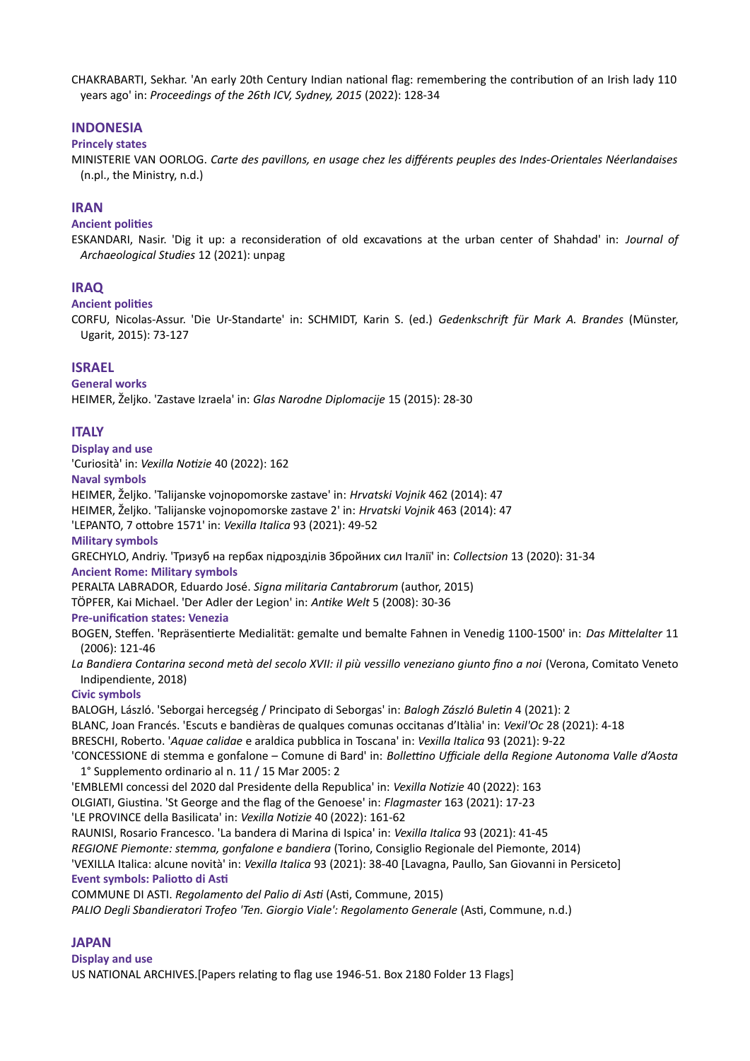CHAKRABARTI, Sekhar. 'An early 20th Century Indian national flag: remembering the contribution of an Irish lady 110 years ago' in: *Proceedings of the 26th ICV, Sydney, 2015* (2022): 128-34

## INDONESIA

### Princely states

MINISTERIE VAN OORLOG. *Carte des pavillons, en usage chez les différents peuples des Indes-Orientales Néerlandaises* (n.pl., the Ministry, n.d.)

## IRAN

### Ancient polities

ESKANDARI, Nasir. 'Dig it up: a reconsideration of old excavations at the urban center of Shahdad' in: *Journal of Archaeological Studies* 12 (2021): unpag

## IRAQ

### Ancient polities

CORFU, Nicolas-Assur. 'Die Ur-Standarte' in: SCHMIDT, Karin S. (ed.) *Gedenkschrift für Mark A. Brandes* (Münster, Ugarit, 2015): 73-127

## ISRAEL

### General works

HEIMER, Željko. 'Zastave Izraela' in: *Glas Narodne Diplomacije* 15 (2015): 28-30

## ITALY

### Display and use

'Curiosità' in: *Vexilla Notizie* 40 (2022): 162

### Naval symbols

HEIMER, Željko. 'Talijanske vojnopomorske zastave' in: *Hrvatski Vojnik* 462 (2014): 47

HEIMER, Željko. 'Talijanske vojnopomorske zastave 2' in: *Hrvatski Vojnik* 463 (2014): 47

'LEPANTO, 7 ottobre 1571' in: *Vexilla Italica* 93 (2021): 49-52

### Military symbols

GRECHYLO, Andriy. 'Тризуб на гербах підрозділів Збройних сил Італії' in: *Collectsion* 13 (2020): 31-34

### Ancient Rome: Military symbols

PERALTA LABRADOR, Eduardo José. *Signa militaria Cantabrorum* (author, 2015)

TÖPFER, Kai Michael. 'Der Adler der Legion' in: *Antike Welt* 5 (2008): 30-36

### Pre-unification states: Venezia

BOGEN, Steffen. 'Repräsentierte Medialität: gemalte und bemalte Fahnen in Venedig 1100-1500' in: *Das Mittelalter* 11 (2006): 121-46

*La Bandiera Contarina second metà del secolo XVII: il più vessillo veneziano giunto fino a noi* (Verona, Comitato Veneto Indipendiente, 2018)

### Civic symbols

BALOGH, László. 'Seborgai hercegség / Principato di Seborgas' in: *Balogh Zászló Buletin* 4 (2021): 2

BLANC, Joan Francés. 'Escuts e bandièras de qualques comunas occitanas d'Itàlia' in: *Vexil'Oc* 28 (2021): 4-18

BRESCHI, Roberto. '*Aquae calidae* e araldica pubblica in Toscana' in: *Vexilla Italica* 93 (2021): 9-22

'CONCESSIONE di stemma e gonfalone – Comune di Bard' in: *Bollettino Ufficiale della Regione Autonoma Valle d'Aosta* 1° Supplemento ordinario al n. 11 / 15 Mar 2005: 2

'EMBLEMI concessi del 2020 dal Presidente della Republica' in: *Vexilla Notizie* 40 (2022): 163

OLGIATI, Giustina. 'St George and the flag of the Genoese' in: *Flagmaster* 163 (2021): 17-23

'LE PROVINCE della Basilicata' in: *Vexilla Notizie* 40 (2022): 161-62

RAUNISI, Rosario Francesco. 'La bandera di Marina di Ispica' in: *Vexilla Italica* 93 (2021): 41-45

*REGIONE Piemonte: stemma, gonfalone e bandiera* (Torino, Consiglio Regionale del Piemonte, 2014)

'VEXILLA Italica: alcune novità' in: *Vexilla Italica* 93 (2021): 38-40 [Lavagna, Paullo, San Giovanni in Persiceto]

### Event symbols: Paliotto di Asti

COMMUNE DI ASTI. *Regolamento del Palio di Asti* (Asti, Commune, 2015)

*PALIO Degli Sbandieratori Trofeo 'Ten. Giorgio Viale': Regolamento Generale* (Asti, Commune, n.d.)

## JAPAN

### Display and use

US NATIONAL ARCHIVES.[Papers relating to flag use 1946-51. Box 2180 Folder 13 Flags]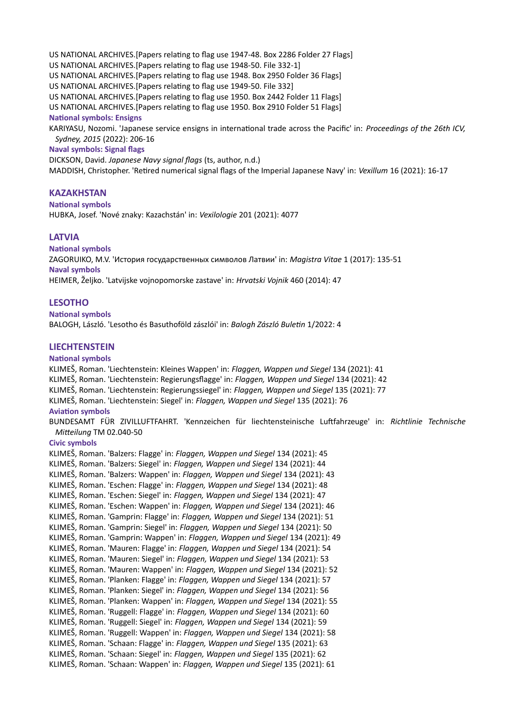US NATIONAL ARCHIVES.[Papers relating to flag use 1947-48. Box 2286 Folder 27 Flags]
US NATIONAL ARCHIVES.[Papers relating to flag use 1948-50. File 332-1]
US NATIONAL ARCHIVES.[Papers relating to flag use 1948. Box 2950 Folder 36 Flags]
US NATIONAL ARCHIVES.[Papers relating to flag use 1949-50. File 332]
US NATIONAL ARCHIVES.[Papers relating to flag use 1950. Box 2442 Folder 11 Flags]
US NATIONAL ARCHIVES.[Papers relating to flag use 1950. Box 2910 Folder 51 Flags]

#### National symbols: Ensigns

KARIYASU, Nozomi. 'Japanese service ensigns in international trade across the Pacific' in: *Proceedings of the 26th ICV, Sydney, 2015* (2022): 206-16

#### Naval symbols: Signal flags

DICKSON, David. *Japanese Navy signal flags* (ts, author, n.d.)
MADDISH, Christopher. 'Retired numerical signal flags of the Imperial Japanese Navy' in: *Vexillum* 16 (2021): 16-17

### KAZAKHSTAN

#### National symbols

HUBKA, Josef. 'Nové znaky: Kazachstán' in: *Vexilologie* 201 (2021): 4077

### LATVIA

#### National symbols

ZAGORUIKO, M.V. 'История государственных символов Латвии' in: *Magistra Vitae* 1 (2017): 135-51

#### Naval symbols

HEIMER, Željko. 'Latvijske vojnopomorske zastave' in: *Hrvatski Vojnik* 460 (2014): 47

### LESOTHO

#### National symbols

BALOGH, László. 'Lesotho és Basuthoföld zászlói' in: *Balogh Zászló Buletin* 1/2022: 4

### LIECHTENSTEIN

#### National symbols

KLIMEŠ, Roman. 'Liechtenstein: Kleines Wappen' in: *Flaggen, Wappen und Siegel* 134 (2021): 41
KLIMEŠ, Roman. 'Liechtenstein: Regierungsflagge' in: *Flaggen, Wappen und Siegel* 134 (2021): 42
KLIMEŠ, Roman. 'Liechtenstein: Regierungssiegel' in: *Flaggen, Wappen und Siegel* 135 (2021): 77
KLIMEŠ, Roman. 'Liechtenstein: Siegel' in: *Flaggen, Wappen und Siegel* 135 (2021): 76

#### Aviation symbols

BUNDESAMT FÜR ZIVILLUFTFAHRT. 'Kennzeichen für liechtensteinische Luftfahrzeuge' in: *Richtlinie Technische Mitteilung* TM 02.040-50

#### Civic symbols

KLIMEŠ, Roman. 'Balzers: Flagge' in: *Flaggen, Wappen und Siegel* 134 (2021): 45
KLIMEŠ, Roman. 'Balzers: Siegel' in: *Flaggen, Wappen und Siegel* 134 (2021): 44
KLIMEŠ, Roman. 'Balzers: Wappen' in: *Flaggen, Wappen und Siegel* 134 (2021): 43
KLIMEŠ, Roman. 'Eschen: Flagge' in: *Flaggen, Wappen und Siegel* 134 (2021): 48
KLIMEŠ, Roman. 'Eschen: Siegel' in: *Flaggen, Wappen und Siegel* 134 (2021): 47
KLIMEŠ, Roman. 'Eschen: Wappen' in: *Flaggen, Wappen und Siegel* 134 (2021): 46
KLIMEŠ, Roman. 'Gamprin: Flagge' in: *Flaggen, Wappen und Siegel* 134 (2021): 51
KLIMEŠ, Roman. 'Gamprin: Siegel' in: *Flaggen, Wappen und Siegel* 134 (2021): 50
KLIMEŠ, Roman. 'Gamprin: Wappen' in: *Flaggen, Wappen und Siegel* 134 (2021): 49
KLIMEŠ, Roman. 'Mauren: Flagge' in: *Flaggen, Wappen und Siegel* 134 (2021): 54
KLIMEŠ, Roman. 'Mauren: Siegel' in: *Flaggen, Wappen und Siegel* 134 (2021): 53
KLIMEŠ, Roman. 'Mauren: Wappen' in: *Flaggen, Wappen und Siegel* 134 (2021): 52
KLIMEŠ, Roman. 'Planken: Flagge' in: *Flaggen, Wappen und Siegel* 134 (2021): 57
KLIMEŠ, Roman. 'Planken: Siegel' in: *Flaggen, Wappen und Siegel* 134 (2021): 56
KLIMEŠ, Roman. 'Planken: Wappen' in: *Flaggen, Wappen und Siegel* 134 (2021): 55
KLIMEŠ, Roman. 'Ruggell: Flagge' in: *Flaggen, Wappen und Siegel* 134 (2021): 60
KLIMEŠ, Roman. 'Ruggell: Siegel' in: *Flaggen, Wappen und Siegel* 134 (2021): 59
KLIMEŠ, Roman. 'Ruggell: Wappen' in: *Flaggen, Wappen und Siegel* 134 (2021): 58
KLIMEŠ, Roman. 'Schaan: Flagge' in: *Flaggen, Wappen und Siegel* 135 (2021): 63
KLIMEŠ, Roman. 'Schaan: Siegel' in: *Flaggen, Wappen und Siegel* 135 (2021): 62
KLIMEŠ, Roman. 'Schaan: Wappen' in: *Flaggen, Wappen und Siegel* 135 (2021): 61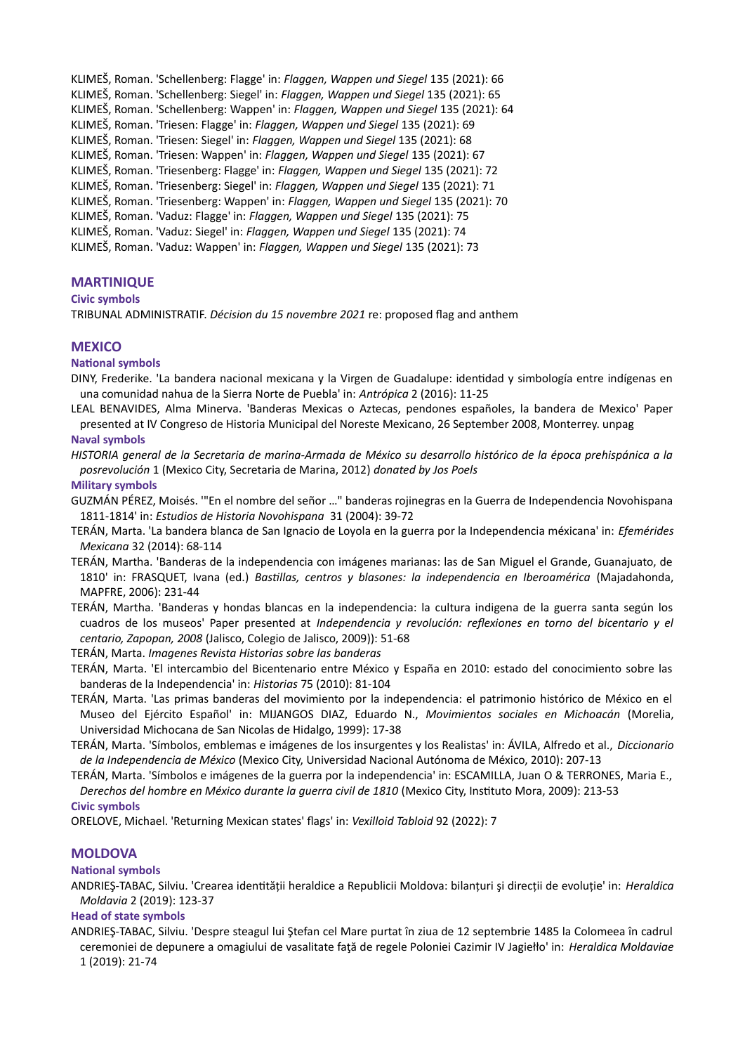KLIMEŠ, Roman. 'Schellenberg: Flagge' in: *Flaggen, Wappen und Siegel* 135 (2021): 66
KLIMEŠ, Roman. 'Schellenberg: Siegel' in: *Flaggen, Wappen und Siegel* 135 (2021): 65
KLIMEŠ, Roman. 'Schellenberg: Wappen' in: *Flaggen, Wappen und Siegel* 135 (2021): 64
KLIMEŠ, Roman. 'Triesen: Flagge' in: *Flaggen, Wappen und Siegel* 135 (2021): 69
KLIMEŠ, Roman. 'Triesen: Siegel' in: *Flaggen, Wappen und Siegel* 135 (2021): 68
KLIMEŠ, Roman. 'Triesen: Wappen' in: *Flaggen, Wappen und Siegel* 135 (2021): 67
KLIMEŠ, Roman. 'Triesenberg: Flagge' in: *Flaggen, Wappen und Siegel* 135 (2021): 72
KLIMEŠ, Roman. 'Triesenberg: Siegel' in: *Flaggen, Wappen und Siegel* 135 (2021): 71
KLIMEŠ, Roman. 'Triesenberg: Wappen' in: *Flaggen, Wappen und Siegel* 135 (2021): 70
KLIMEŠ, Roman. 'Vaduz: Flagge' in: *Flaggen, Wappen und Siegel* 135 (2021): 75
KLIMEŠ, Roman. 'Vaduz: Siegel' in: *Flaggen, Wappen und Siegel* 135 (2021): 74
KLIMEŠ, Roman. 'Vaduz: Wappen' in: *Flaggen, Wappen und Siegel* 135 (2021): 73

## MARTINIQUE

### Civic symbols

TRIBUNAL ADMINISTRATIF. *Décision du 15 novembre 2021* re: proposed flag and anthem

## MEXICO

### National symbols

DINY, Frederike. 'La bandera nacional mexicana y la Virgen de Guadalupe: identidad y simbología entre indígenas en una comunidad nahua de la Sierra Norte de Puebla' in: *Antrópica* 2 (2016): 11-25

LEAL BENAVIDES, Alma Minerva. 'Banderas Mexicas o Aztecas, pendones españoles, la bandera de Mexico' Paper presented at IV Congreso de Historia Municipal del Noreste Mexicano, 26 September 2008, Monterrey. unpag

### Naval symbols

*HISTORIA general de la Secretaria de marina-Armada de México su desarrollo histórico de la época prehispánica a la posrevolución* 1 (Mexico City, Secretaria de Marina, 2012) *donated by Jos Poels*

### Military symbols

GUZMÁN PÉREZ, Moisés. '"En el nombre del señor …" banderas rojinegras en la Guerra de Independencia Novohispana 1811-1814' in: *Estudios de Historia Novohispana* 31 (2004): 39-72

TERÁN, Marta. 'La bandera blanca de San Ignacio de Loyola en la guerra por la Independencia méxicana' in: *Efemérides Mexicana* 32 (2014): 68-114

TERÁN, Martha. 'Banderas de la independencia con imágenes marianas: las de San Miguel el Grande, Guanajuato, de 1810' in: FRASQUET, Ivana (ed.) *Bastillas, centros y blasones: la independencia en Iberoamérica* (Majadahonda, MAPFRE, 2006): 231-44

TERÁN, Martha. 'Banderas y hondas blancas en la independencia: la cultura indigena de la guerra santa según los cuadros de los museos' Paper presented at *Independencia y revolución: reflexiones en torno del bicentario y el centario, Zapopan, 2008* (Jalisco, Colegio de Jalisco, 2009)): 51-68

TERÁN, Marta. *Imagenes Revista Historias sobre las banderas*

TERÁN, Marta. 'El intercambio del Bicentenario entre México y España en 2010: estado del conocimiento sobre las banderas de la Independencia' in: *Historias* 75 (2010): 81-104

TERÁN, Marta. 'Las primas banderas del movimiento por la independencia: el patrimonio histórico de México en el Museo del Ejército Español' in: MIJANGOS DIAZ, Eduardo N., *Movimientos sociales en Michoacán* (Morelia, Universidad Michocana de San Nicolas de Hidalgo, 1999): 17-38

TERÁN, Marta. 'Símbolos, emblemas e imágenes de los insurgentes y los Realistas' in: ÁVILA, Alfredo et al., *Diccionario de la Independencia de México* (Mexico City, Universidad Nacional Autónoma de México, 2010): 207-13

TERÁN, Marta. 'Símbolos e imágenes de la guerra por la independencia' in: ESCAMILLA, Juan O & TERRONES, Maria E., *Derechos del hombre en México durante la guerra civil de 1810* (Mexico City, Instituto Mora, 2009): 213-53

### Civic symbols

ORELOVE, Michael. 'Returning Mexican states' flags' in: *Vexilloid Tabloid* 92 (2022): 7

## MOLDOVA

### National symbols

ANDRIEŞ-TABAC, Silviu. 'Crearea identităţii heraldice a Republicii Moldova: bilanţuri şi direcţii de evoluţie' in: *Heraldica Moldavia* 2 (2019): 123-37

### Head of state symbols

ANDRIEŞ-TABAC, Silviu. 'Despre steagul lui Ştefan cel Mare purtat în ziua de 12 septembrie 1485 la Colomeea în cadrul ceremoniei de depunere a omagiului de vasalitate faţă de regele Poloniei Cazimir IV Jagiełło' in: *Heraldica Moldaviae* 1 (2019): 21-74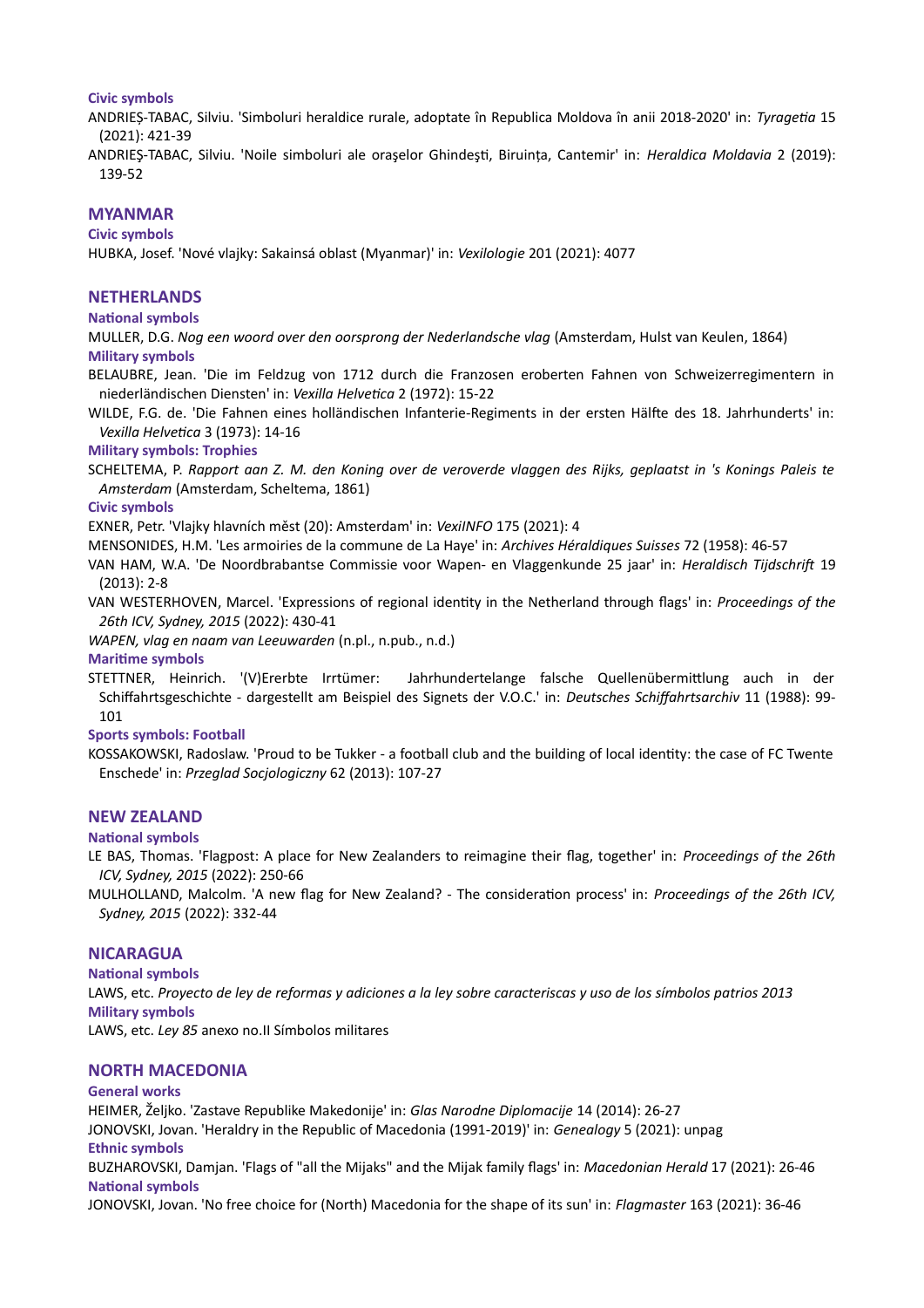### Civic symbols

ANDRIEȘ-TABAC, Silviu. 'Simboluri heraldice rurale, adoptate în Republica Moldova în anii 2018-2020' in: *Tyragetia* 15 (2021): 421-39

ANDRIEȘ-TABAC, Silviu. 'Noile simboluri ale orașelor Ghindești, Biruința, Cantemir' in: *Heraldica Moldavia* 2 (2019): 139-52

## MYANMAR

### Civic symbols

HUBKA, Josef. 'Nové vlajky: Sakainsá oblast (Myanmar)' in: *Vexilologie* 201 (2021): 4077

## NETHERLANDS

### National symbols

MULLER, D.G. *Nog een woord over den oorsprong der Nederlandsche vlag* (Amsterdam, Hulst van Keulen, 1864)

### Military symbols

BELAUBRE, Jean. 'Die im Feldzug von 1712 durch die Franzosen eroberten Fahnen von Schweizerregimentern in niederländischen Diensten' in: *Vexilla Helvetica* 2 (1972): 15-22

WILDE, F.G. de. 'Die Fahnen eines holländischen Infanterie-Regiments in der ersten Hälfte des 18. Jahrhunderts' in: *Vexilla Helvetica* 3 (1973): 14-16

### Military symbols: Trophies

SCHELTEMA, P. *Rapport aan Z. M. den Koning over de veroverde vlaggen des Rijks, geplaatst in 's Konings Paleis te Amsterdam* (Amsterdam, Scheltema, 1861)

### Civic symbols

EXNER, Petr. 'Vlajky hlavních měst (20): Amsterdam' in: *VexiINFO* 175 (2021): 4

MENSONIDES, H.M. 'Les armoiries de la commune de La Haye' in: *Archives Héraldiques Suisses* 72 (1958): 46-57

VAN HAM, W.A. 'De Noordbrabantse Commissie voor Wapen- en Vlaggenkunde 25 jaar' in: *Heraldisch Tijdschrift* 19 (2013): 2-8

VAN WESTERHOVEN, Marcel. 'Expressions of regional identity in the Netherland through flags' in: *Proceedings of the 26th ICV, Sydney, 2015* (2022): 430-41

*WAPEN, vlag en naam van Leeuwarden* (n.pl., n.pub., n.d.)

### Maritime symbols

STETTNER, Heinrich. '(V)Ererbte Irrtümer: Jahrhundertelange falsche Quellenübermittlung auch in der Schiffahrtsgeschichte - dargestellt am Beispiel des Signets der V.O.C.' in: *Deutsches Schiffahrtsarchiv* 11 (1988): 99-101

### Sports symbols: Football

KOSSAKOWSKI, Radoslaw. 'Proud to be Tukker - a football club and the building of local identity: the case of FC Twente Enschede' in: *Przeglad Socjologiczny* 62 (2013): 107-27

## NEW ZEALAND

### National symbols

LE BAS, Thomas. 'Flagpost: A place for New Zealanders to reimagine their flag, together' in: *Proceedings of the 26th ICV, Sydney, 2015* (2022): 250-66

MULHOLLAND, Malcolm. 'A new flag for New Zealand? - The consideration process' in: *Proceedings of the 26th ICV, Sydney, 2015* (2022): 332-44

## NICARAGUA

### National symbols

LAWS, etc. *Proyecto de ley de reformas y adiciones a la ley sobre caracteriscas y uso de los símbolos patrios 2013*

### Military symbols

LAWS, etc. *Ley 85* anexo no.II Símbolos militares

## NORTH MACEDONIA

### General works

HEIMER, Željko. 'Zastave Republike Makedonije' in: *Glas Narodne Diplomacije* 14 (2014): 26-27

JONOVSKI, Jovan. 'Heraldry in the Republic of Macedonia (1991-2019)' in: *Genealogy* 5 (2021): unpag

### Ethnic symbols

BUZHAROVSKI, Damjan. 'Flags of "all the Mijaks" and the Mijak family flags' in: *Macedonian Herald* 17 (2021): 26-46

### National symbols

JONOVSKI, Jovan. 'No free choice for (North) Macedonia for the shape of its sun' in: *Flagmaster* 163 (2021): 36-46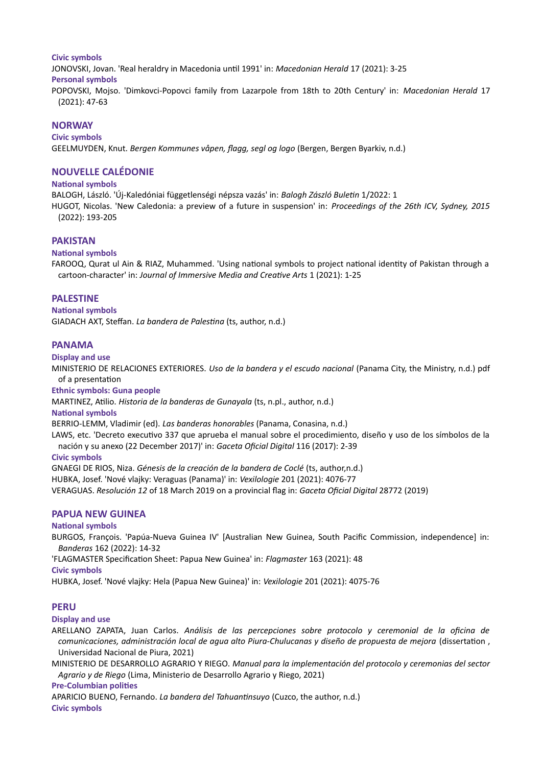### Civic symbols

JONOVSKI, Jovan. 'Real heraldry in Macedonia until 1991' in: *Macedonian Herald* 17 (2021): 3-25

### Personal symbols

POPOVSKI, Mojso. 'Dimkovci-Popovci family from Lazarpole from 18th to 20th Century' in: *Macedonian Herald* 17 (2021): 47-63

## NORWAY

### Civic symbols

GEELMUYDEN, Knut. *Bergen Kommunes våpen, flagg, segl og logo* (Bergen, Bergen Byarkiv, n.d.)

## NOUVELLE CALÉDONIE

### National symbols

BALOGH, László. 'Új-Kaledóniai függetlenségi népsza vazás' in: *Balogh Zászló Buletin* 1/2022: 1

HUGOT, Nicolas. 'New Caledonia: a preview of a future in suspension' in: *Proceedings of the 26th ICV, Sydney, 2015* (2022): 193-205

## PAKISTAN

### National symbols

FAROOQ, Qurat ul Ain & RIAZ, Muhammed. 'Using national symbols to project national identity of Pakistan through a cartoon-character' in: *Journal of Immersive Media and Creative Arts* 1 (2021): 1-25

## PALESTINE

### National symbols

GIADACH AXT, Steffan. *La bandera de Palestina* (ts, author, n.d.)

## PANAMA

### Display and use

MINISTERIO DE RELACIONES EXTERIORES. *Uso de la bandera y el escudo nacional* (Panama City, the Ministry, n.d.) pdf of a presentation

### Ethnic symbols: Guna people

MARTINEZ, Atilio. *Historia de la banderas de Gunayala* (ts, n.pl., author, n.d.)

### National symbols

BERRIO-LEMM, Vladimir (ed). *Las banderas honorables* (Panama, Conasina, n.d.)

LAWS, etc. 'Decreto executivo 337 que aprueba el manual sobre el procedimiento, diseño y uso de los símbolos de la nación y su anexo (22 December 2017)' in: *Gaceta Oficial Digital* 116 (2017): 2-39

### Civic symbols

GNAEGI DE RIOS, Niza. *Génesis de la creación de la bandera de Coclé* (ts, author,n.d.)

HUBKA, Josef. 'Nové vlajky: Veraguas (Panama)' in: *Vexilologie* 201 (2021): 4076-77

VERAGUAS. *Resolución 12* of 18 March 2019 on a provincial flag in: *Gaceta Oficial Digital* 28772 (2019)

## PAPUA NEW GUINEA

### National symbols

BURGOS, François. 'Papúa-Nueva Guinea IV' [Australian New Guinea, South Pacific Commission, independence] in: *Banderas* 162 (2022): 14-32

'FLAGMASTER Specification Sheet: Papua New Guinea' in: *Flagmaster* 163 (2021): 48

### Civic symbols

HUBKA, Josef. 'Nové vlajky: Hela (Papua New Guinea)' in: *Vexilologie* 201 (2021): 4075-76

## PERU

### Display and use

ARELLANO ZAPATA, Juan Carlos. *Análisis de las percepciones sobre protocolo y ceremonial de la oficina de comunicaciones, administración local de agua alto Piura-Chulucanas y diseño de propuesta de mejora* (dissertation , Universidad Nacional de Piura, 2021)

MINISTERIO DE DESARROLLO AGRARIO Y RIEGO. *Manual para la implementación del protocolo y ceremonias del sector Agrario y de Riego* (Lima, Ministerio de Desarrollo Agrario y Riego, 2021)

### Pre-Columbian polities

APARICIO BUENO, Fernando. *La bandera del Tahuantinsuyo* (Cuzco, the author, n.d.)

### Civic symbols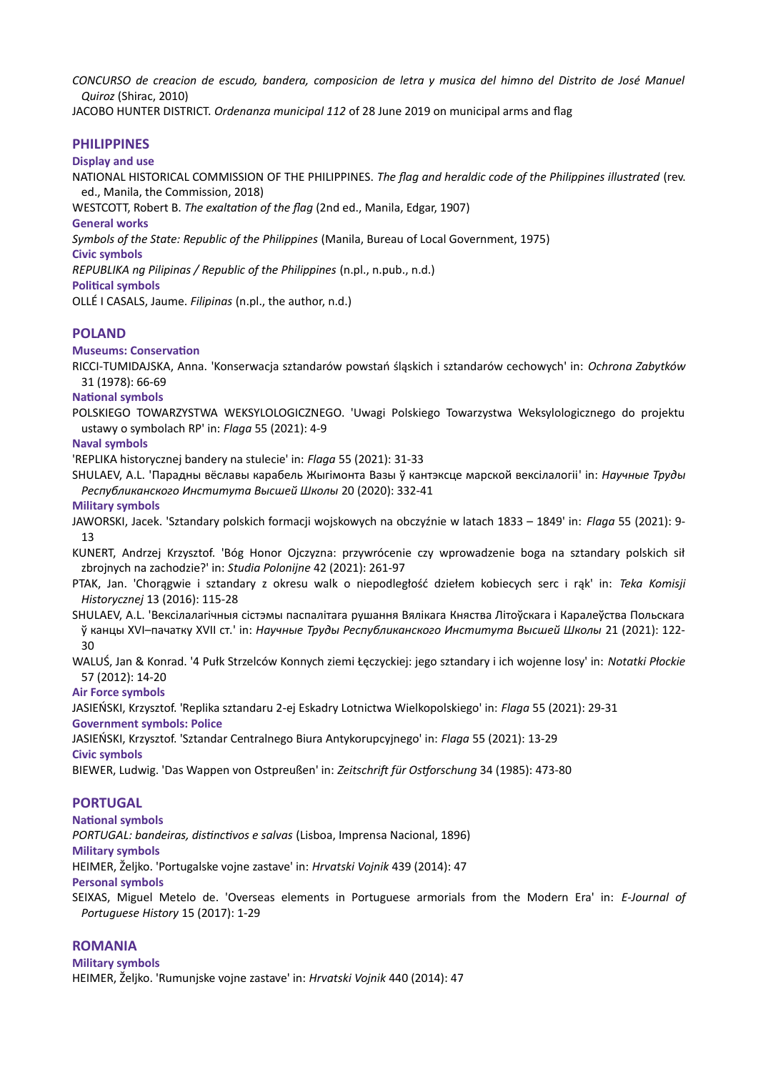*CONCURSO de creacion de escudo, bandera, composicion de letra y musica del himno del Distrito de José Manuel Quiroz* (Shirac, 2010)

JACOBO HUNTER DISTRICT. *Ordenanza municipal 112* of 28 June 2019 on municipal arms and flag

## PHILIPPINES

### Display and use

NATIONAL HISTORICAL COMMISSION OF THE PHILIPPINES. *The flag and heraldic code of the Philippines illustrated* (rev. ed., Manila, the Commission, 2018)

WESTCOTT, Robert B. *The exaltation of the flag* (2nd ed., Manila, Edgar, 1907)

### General works

*Symbols of the State: Republic of the Philippines* (Manila, Bureau of Local Government, 1975)

### Civic symbols

*REPUBLIKA ng Pilipinas / Republic of the Philippines* (n.pl., n.pub., n.d.)

### Political symbols

OLLÉ I CASALS, Jaume. *Filipinas* (n.pl., the author, n.d.)

## POLAND

### Museums: Conservation

RICCI-TUMIDAJSKA, Anna. 'Konserwacja sztandarów powstań śląskich i sztandarów cechowych' in: *Ochrona Zabytków* 31 (1978): 66-69

### National symbols

POLSKIEGO TOWARZYSTWA WEKSYLOLOGICZNEGO. 'Uwagi Polskiego Towarzystwa Weksylologicznego do projektu ustawy o symbolach RP' in: *Flaga* 55 (2021): 4-9

### Naval symbols

'REPLIKA historycznej bandery na stulecie' in: *Flaga* 55 (2021): 31-33

SHULAEV, A.L. 'Парадны вёславы карабель Жыгімонта Вазы ў кантэксце марской вексілалогіі' in: *Научные Труды Республиканского Института Высшей Школы* 20 (2020): 332-41

### Military symbols

JAWORSKI, Jacek. 'Sztandary polskich formacji wojskowych na obczyźnie w latach 1833 – 1849' in: *Flaga* 55 (2021): 9-13

KUNERT, Andrzej Krzysztof. 'Bóg Honor Ojczyzna: przywrócenie czy wprowadzenie boga na sztandary polskich sił zbrojnych na zachodzie?' in: *Studia Polonijne* 42 (2021): 261-97

PTAK, Jan. 'Chorągwie i sztandary z okresu walk o niepodległość dziełem kobiecych serc i rąk' in: *Teka Komisji Historycznej* 13 (2016): 115-28

SHULAEV, A.L. 'Вексілалагічныя сістэмы паспалітага рушання Вялікага Княства Літоўскага і Каралеўства Польскага ў канцы XVI–пачатку XVII ст.' in: *Научные Труды Республиканского Института Высшей Школы* 21 (2021): 122-30

WALUŚ, Jan & Konrad. '4 Pułk Strzelców Konnych ziemi Łęczyckiej: jego sztandary i ich wojenne losy' in: *Notatki Płockie* 57 (2012): 14-20

### Air Force symbols

JASIEŃSKI, Krzysztof. 'Replika sztandaru 2-ej Eskadry Lotnictwa Wielkopolskiego' in: *Flaga* 55 (2021): 29-31

### Government symbols: Police

JASIEŃSKI, Krzysztof. 'Sztandar Centralnego Biura Antykorupcyjnego' in: *Flaga* 55 (2021): 13-29

### Civic symbols

BIEWER, Ludwig. 'Das Wappen von Ostpreußen' in: *Zeitschrift für Ostforschung* 34 (1985): 473-80

## PORTUGAL

### National symbols

*PORTUGAL: bandeiras, distinctivos e salvas* (Lisboa, Imprensa Nacional, 1896)

### Military symbols

HEIMER, Željko. 'Portugalske vojne zastave' in: *Hrvatski Vojnik* 439 (2014): 47

### Personal symbols

SEIXAS, Miguel Metelo de. 'Overseas elements in Portuguese armorials from the Modern Era' in: *E-Journal of Portuguese History* 15 (2017): 1-29

## ROMANIA

### Military symbols

HEIMER, Željko. 'Rumunjske vojne zastave' in: *Hrvatski Vojnik* 440 (2014): 47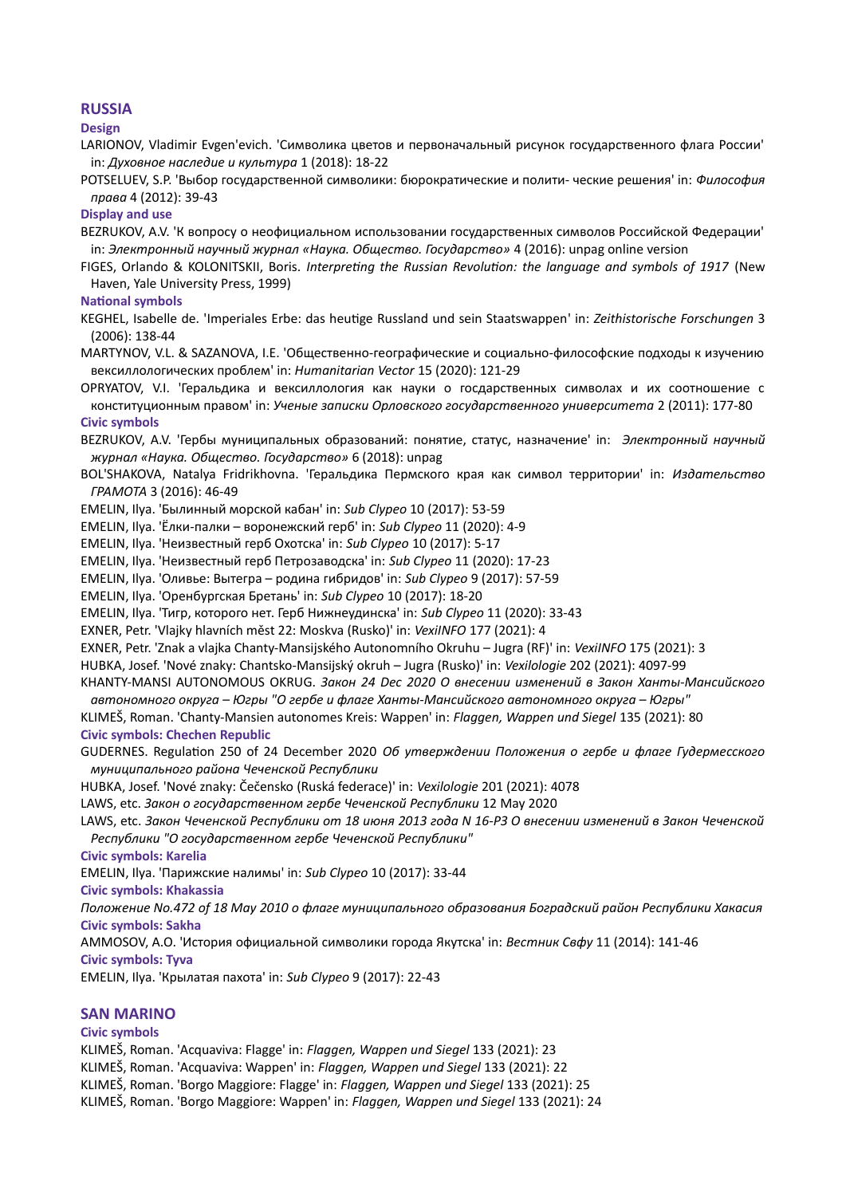## RUSSIA

### Design

LARIONOV, Vladimir Evgen'evich. 'Символика цветов и первоначальный рисунок государственного флага России' in: *Духовное наследие и культура* 1 (2018): 18-22

POTSELUEV, S.P. 'Выбор государственной символики: бюрократические и полити- ческие решения' in: *Философия права* 4 (2012): 39-43

### Display and use

BEZRUKOV, A.V. 'К вопросу о неофициальном использовании государственных символов Российской Федерации' in: *Электронный научный журнал «Наука. Общество. Государство»* 4 (2016): unpag online version

FIGES, Orlando & KOLONITSKII, Boris. *Interpreting the Russian Revolution: the language and symbols of 1917* (New Haven, Yale University Press, 1999)

### National symbols

KEGHEL, Isabelle de. 'Imperiales Erbe: das heutige Russland und sein Staatswappen' in: *Zeithistorische Forschungen* 3 (2006): 138-44

MARTYNOV, V.L. & SAZANOVA, I.E. 'Общественно-географические и социально-философские подходы к изучению вексиллологических проблем' in: *Humanitarian Vector* 15 (2020): 121-29

OPRYATOV, V.I. 'Геральдика и вексиллология как науки о государственных символах и их соотношение с конституционным правом' in: *Ученые записки Орловского государственного университета* 2 (2011): 177-80

### Civic symbols

BEZRUKOV, A.V. 'Гербы муниципальных образований: понятие, статус, назначение' in: *Электронный научный журнал «Наука. Общество. Государство»* 6 (2018): unpag

BOL'SHAKOVA, Natalya Fridrikhovna. 'Геральдика Пермского края как символ территории' in: *Издательство ГРАМОТА* 3 (2016): 46-49

EMELIN, Ilya. 'Былинный морской кабан' in: *Sub Clypeo* 10 (2017): 53-59

EMELIN, Ilya. 'Ёлки-палки – воронежский герб' in: *Sub Clypeo* 11 (2020): 4-9

EMELIN, Ilya. 'Неизвестный герб Охотска' in: *Sub Clypeo* 10 (2017): 5-17

EMELIN, Ilya. 'Неизвестный герб Петрозаводска' in: *Sub Clypeo* 11 (2020): 17-23

EMELIN, Ilya. 'Оливье: Вытегра – родина гибридов' in: *Sub Clypeo* 9 (2017): 57-59

EMELIN, Ilya. 'Оренбургская Бретань' in: *Sub Clypeo* 10 (2017): 18-20

EMELIN, Ilya. 'Тигр, которого нет. Герб Нижнеудинска' in: *Sub Clypeo* 11 (2020): 33-43

EXNER, Petr. 'Vlajky hlavních měst 22: Moskva (Rusko)' in: *VexiINFO* 177 (2021): 4

EXNER, Petr. 'Znak a vlajka Chanty-Mansijského Autonomního Okruhu – Jugra (RF)' in: *VexiINFO* 175 (2021): 3

HUBKA, Josef. 'Nové znaky: Chantsko-Mansijský okruh – Jugra (Rusko)' in: *Vexilologie* 202 (2021): 4097-99

KHANTY-MANSI AUTONOMOUS OKRUG. *Закон 24 Dec 2020 О внесении изменений в Закон Ханты-Мансийского автономного округа – Югры "О гербе и флаге Ханты-Мансийского автономного округа – Югры"*

KLIMEŠ, Roman. 'Chanty-Mansien autonomes Kreis: Wappen' in: *Flaggen, Wappen und Siegel* 135 (2021): 80

### Civic symbols: Chechen Republic

GUDERNES. Regulation 250 of 24 December 2020 *Об утверждении Положения о гербе и флаге Гудермесского муниципального района Чеченской Республики*

HUBKA, Josef. 'Nové znaky: Čečensko (Ruská federace)' in: *Vexilologie* 201 (2021): 4078

LAWS, etc. *Закон о государственном гербе Чеченской Республики* 12 May 2020

LAWS, etc. *Закон Чеченской Республики от 18 июня 2013 года N 16-РЗ О внесении изменений в Закон Чеченской Республики "О государственном гербе Чеченской Республики"*

### Civic symbols: Karelia

EMELIN, Ilya. 'Парижские налимы' in: *Sub Clypeo* 10 (2017): 33-44

### Civic symbols: Khakassia

*Положение No.472 of 18 May 2010 о флаге муниципального образования Боградский район Республики Хакасия*

### Civic symbols: Sakha

AMMOSOV, A.O. 'История официальной символики города Якутска' in: *Вестник Свфу* 11 (2014): 141-46

### Civic symbols: Tyva

EMELIN, Ilya. 'Крылатая пахота' in: *Sub Clypeo* 9 (2017): 22-43

## SAN MARINO

### Civic symbols

KLIMEŠ, Roman. 'Acquaviva: Flagge' in: *Flaggen, Wappen und Siegel* 133 (2021): 23

KLIMEŠ, Roman. 'Acquaviva: Wappen' in: *Flaggen, Wappen und Siegel* 133 (2021): 22

KLIMEŠ, Roman. 'Borgo Maggiore: Flagge' in: *Flaggen, Wappen und Siegel* 133 (2021): 25

KLIMEŠ, Roman. 'Borgo Maggiore: Wappen' in: *Flaggen, Wappen und Siegel* 133 (2021): 24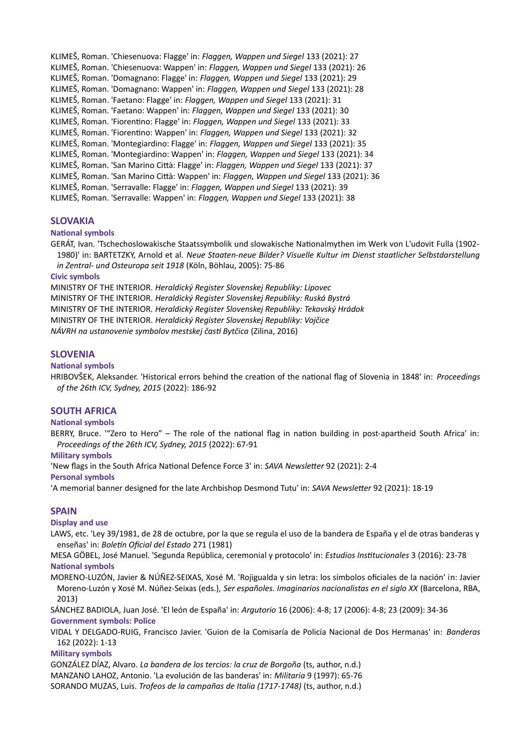KLIMEŠ, Roman. 'Chiesenuova: Flagge' in: *Flaggen, Wappen und Siegel* 133 (2021): 27
KLIMEŠ, Roman. 'Chiesenuova: Wappen' in: *Flaggen, Wappen und Siegel* 133 (2021): 26
KLIMEŠ, Roman. 'Domagnano: Flagge' in: *Flaggen, Wappen und Siegel* 133 (2021): 29
KLIMEŠ, Roman. 'Domagnano: Wappen' in: *Flaggen, Wappen und Siegel* 133 (2021): 28
KLIMEŠ, Roman. 'Faetano: Flagge' in: *Flaggen, Wappen und Siegel* 133 (2021): 31
KLIMEŠ, Roman. 'Faetano: Wappen' in: *Flaggen, Wappen und Siegel* 133 (2021): 30
KLIMEŠ, Roman. 'Fiorentino: Flagge' in: *Flaggen, Wappen und Siegel* 133 (2021): 33
KLIMEŠ, Roman. 'Fiorentino: Wappen' in: *Flaggen, Wappen und Siegel* 133 (2021): 32
KLIMEŠ, Roman. 'Montegiardino: Flagge' in: *Flaggen, Wappen und Siegel* 133 (2021): 35
KLIMEŠ, Roman. 'Montegiardino: Wappen' in: *Flaggen, Wappen und Siegel* 133 (2021): 34
KLIMEŠ, Roman. 'San Marino Città: Flagge' in: *Flaggen, Wappen und Siegel* 133 (2021): 37
KLIMEŠ, Roman. 'San Marino Città: Wappen' in: *Flaggen, Wappen und Siegel* 133 (2021): 36
KLIMEŠ, Roman. 'Serravalle: Flagge' in: *Flaggen, Wappen und Siegel* 133 (2021): 39
KLIMEŠ, Roman. 'Serravalle: Wappen' in: *Flaggen, Wappen und Siegel* 133 (2021): 38

## SLOVAKIA

### National symbols

GERÁT, Ivan. 'Tschechoslowakische Staatssymbolik und slowakische Nationalmythen im Werk von L'udovit Fulla (1902-1980)' in: BARTETZKY, Arnold et al. *Neue Staaten-neue Bilder? Visuelle Kultur im Dienst staatlicher Selbstdarstellung in Zentral- und Osteuropa seit 1918* (Köln, Böhlau, 2005): 75-86

### Civic symbols

MINISTRY OF THE INTERIOR. *Heraldický Register Slovenskej Republiky: Lipovec*
MINISTRY OF THE INTERIOR. *Heraldický Register Slovenskej Republiky: Ruská Bystrá*
MINISTRY OF THE INTERIOR. *Heraldický Register Slovenskej Republiky: Tekovský Hrádok*
MINISTRY OF THE INTERIOR. *Heraldický Register Slovenskej Republiky: Vojčice*
*NÁVRH na ustanovenie symbolov mestskej časti Bytčica* (Zilina, 2016)

## SLOVENIA

### National symbols

HRIBOVŠEK, Aleksander. 'Historical errors behind the creation of the national flag of Slovenia in 1848' in: *Proceedings of the 26th ICV, Sydney, 2015* (2022): 186-92

## SOUTH AFRICA

### National symbols

BERRY, Bruce. '"Zero to Hero" – The role of the national flag in nation building in post-apartheid South Africa' in: *Proceedings of the 26th ICV, Sydney, 2015* (2022): 67-91

### Military symbols

'New flags in the South Africa National Defence Force 3' in: *SAVA Newsletter* 92 (2021): 2-4

### Personal symbols

'A memorial banner designed for the late Archbishop Desmond Tutu' in: *SAVA Newsletter* 92 (2021): 18-19

## SPAIN

### Display and use

LAWS, etc. 'Ley 39/1981, de 28 de octubre, por la que se regula el uso de la bandera de España y el de otras banderas y enseñas' in: *Boletín Oficial del Estado* 271 (1981)

MESA GÖBEL, José Manuel. 'Segunda República, ceremonial y protocolo' in: *Estudios Institucionales* 3 (2016): 23-78

### National symbols

MORENO-LUZÓN, Javier & NÚÑEZ-SEIXAS, Xosé M. 'Rojigualda y sin letra: los símbolos oficiales de la nación' in: Javier Moreno-Luzón y Xosé M. Núñez-Seixas (eds.), *Ser españoles. Imaginarios nacionalistas en el siglo XX* (Barcelona, RBA, 2013)

SÁNCHEZ BADIOLA, Juan José. 'El león de España' in: *Argutorio* 16 (2006): 4-8; 17 (2006): 4-8; 23 (2009): 34-36

### Government symbols: Police

VIDAL Y DELGADO-RUIG, Francisco Javier. 'Guion de la Comisaría de Policía Nacional de Dos Hermanas' in: *Banderas* 162 (2022): 1-13

### Military symbols

GONZÁLEZ DÍAZ, Alvaro. *La bandera de los tercios: la cruz de Borgoña* (ts, author, n.d.)
MANZANO LAHOZ, Antonio. 'La evolución de las banderas' in: *Militaria* 9 (1997): 65-76
SORANDO MUZAS, Luis. *Trofeos de la campañas de Italia (1717-1748)* (ts, author, n.d.)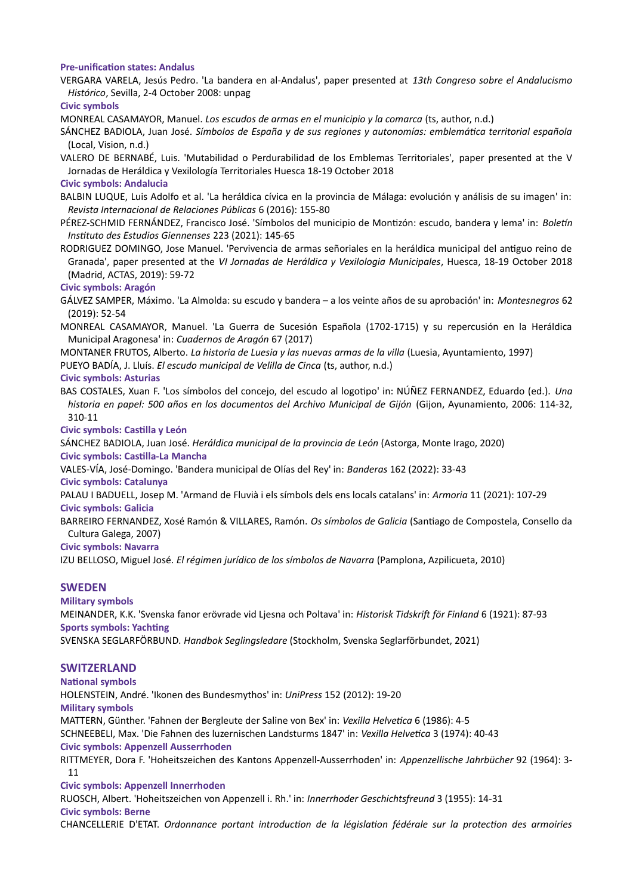### Pre-unification states: Andalus

VERGARA VARELA, Jesús Pedro. 'La bandera en al-Andalus', paper presented at *13th Congreso sobre el Andalucismo Histórico*, Sevilla, 2-4 October 2008: unpag

### Civic symbols

MONREAL CASAMAYOR, Manuel. *Los escudos de armas en el municipio y la comarca* (ts, author, n.d.)

SÁNCHEZ BADIOLA, Juan José. *Símbolos de España y de sus regiones y autonomías: emblemática territorial española* (Local, Vision, n.d.)

VALERO DE BERNABÉ, Luis. 'Mutabilidad o Perdurabilidad de los Emblemas Territoriales', paper presented at the V Jornadas de Heráldica y Vexilología Territoriales Huesca 18-19 October 2018

### Civic symbols: Andalucia

BALBIN LUQUE, Luis Adolfo et al. 'La heráldica cívica en la provincia de Málaga: evolución y análisis de su imagen' in: *Revista Internacional de Relaciones Públicas* 6 (2016): 155-80

PÉREZ-SCHMID FERNÁNDEZ, Francisco José. 'Símbolos del municipio de Montizón: escudo, bandera y lema' in: *Boletín Instituto des Estudios Giennenses* 223 (2021): 145-65

RODRIGUEZ DOMINGO, Jose Manuel. 'Pervivencia de armas señoriales en la heráldica municipal del antiguo reino de Granada', paper presented at the *VI Jornadas de Heráldica y Vexilologia Municipales*, Huesca, 18-19 October 2018 (Madrid, ACTAS, 2019): 59-72

### Civic symbols: Aragón

GÁLVEZ SAMPER, Máximo. 'La Almolda: su escudo y bandera – a los veinte años de su aprobación' in: *Montesnegros* 62 (2019): 52-54

MONREAL CASAMAYOR, Manuel. 'La Guerra de Sucesión Española (1702-1715) y su repercusión en la Heráldica Municipal Aragonesa' in: *Cuadernos de Aragón* 67 (2017)

MONTANER FRUTOS, Alberto. *La historia de Luesia y las nuevas armas de la villa* (Luesia, Ayuntamiento, 1997)

PUEYO BADÍA, J. Lluís. *El escudo municipal de Velilla de Cinca* (ts, author, n.d.)

### Civic symbols: Asturias

BAS COSTALES, Xuan F. 'Los símbolos del concejo, del escudo al logotipo' in: NÚÑEZ FERNANDEZ, Eduardo (ed.). *Una historia en papel: 500 años en los documentos del Archivo Municipal de Gijón* (Gijon, Ayunamiento, 2006: 114-32, 310-11

### Civic symbols: Castilla y León

SÁNCHEZ BADIOLA, Juan José. *Heráldica municipal de la provincia de León* (Astorga, Monte Irago, 2020)

### Civic symbols: Castilla-La Mancha

VALES-VÍA, José-Domingo. 'Bandera municipal de Olías del Rey' in: *Banderas* 162 (2022): 33-43

### Civic symbols: Catalunya

PALAU I BADUELL, Josep M. 'Armand de Fluvià i els símbols dels ens locals catalans' in: *Armoria* 11 (2021): 107-29

### Civic symbols: Galicia

BARREIRO FERNANDEZ, Xosé Ramón & VILLARES, Ramón. *Os símbolos de Galicia* (Santiago de Compostela, Consello da Cultura Galega, 2007)

### Civic symbols: Navarra

IZU BELLOSO, Miguel José. *El régimen jurídico de los símbolos de Navarra* (Pamplona, Azpilicueta, 2010)

## SWEDEN

### Military symbols

MEINANDER, K.K. 'Svenska fanor erövrade vid Ljesna och Poltava' in: *Historisk Tidskrift för Finland* 6 (1921): 87-93

### Sports symbols: Yachting

SVENSKA SEGLARFÖRBUND. *Handbok Seglingsledare* (Stockholm, Svenska Seglarförbundet, 2021)

## SWITZERLAND

### National symbols

HOLENSTEIN, André. 'Ikonen des Bundesmythos' in: *UniPress* 152 (2012): 19-20

### Military symbols

MATTERN, Günther. 'Fahnen der Bergleute der Saline von Bex' in: *Vexilla Helvetica* 6 (1986): 4-5

SCHNEEBELI, Max. 'Die Fahnen des luzernischen Landsturms 1847' in: *Vexilla Helvetica* 3 (1974): 40-43

### Civic symbols: Appenzell Ausserrhoden

RITTMEYER, Dora F. 'Hoheitszeichen des Kantons Appenzell-Ausserrhoden' in: *Appenzellische Jahrbücher* 92 (1964): 3-11

### Civic symbols: Appenzell Innerrhoden

RUOSCH, Albert. 'Hoheitszeichen von Appenzell i. Rh.' in: *Innerrhoder Geschichtsfreund* 3 (1955): 14-31

### Civic symbols: Berne

CHANCELLERIE D'ETAT. *Ordonnance portant introduction de la législation fédérale sur la protection des armoiries*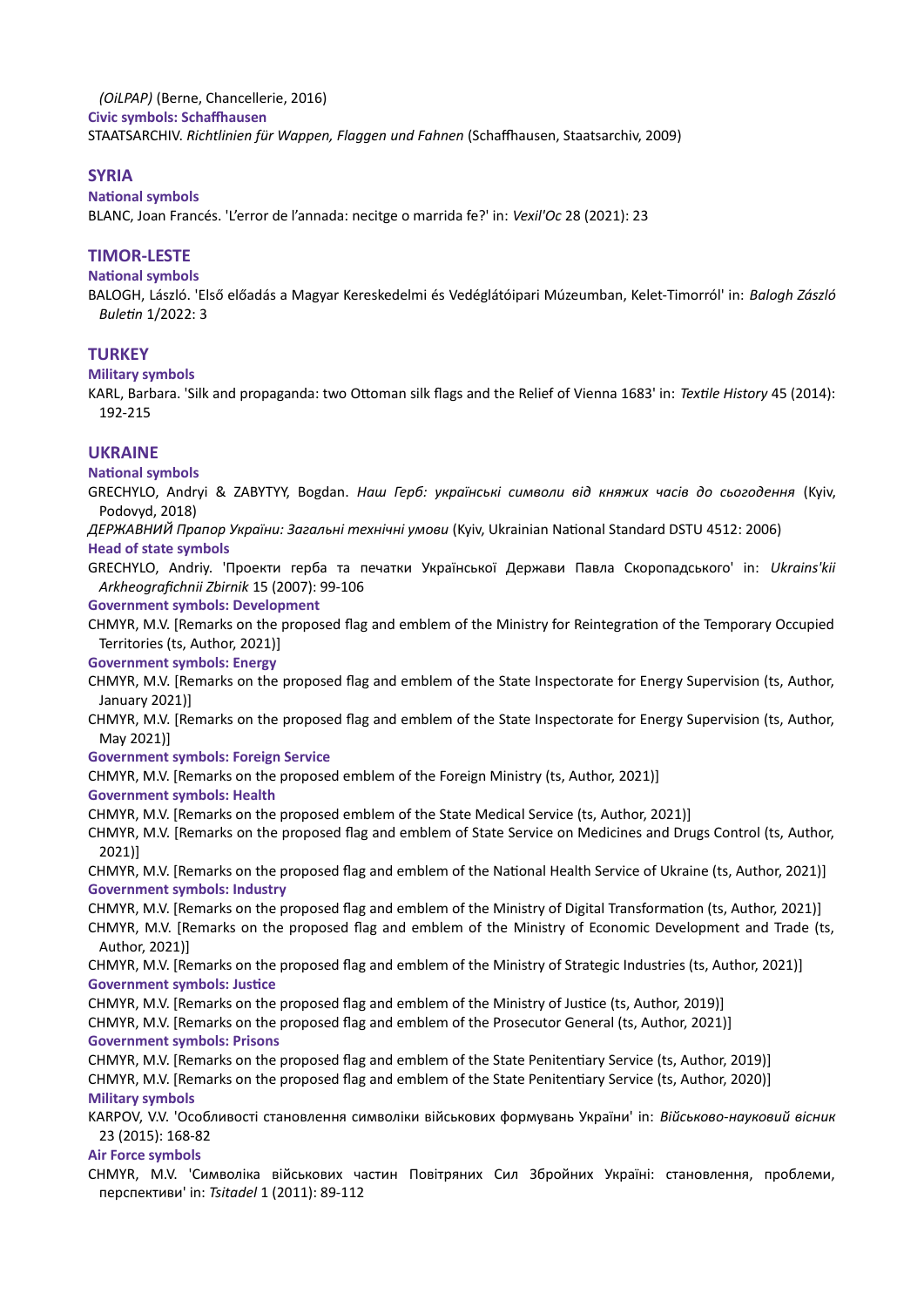*(OiLPAP)* (Berne, Chancellerie, 2016)

#### Civic symbols: Schaffhausen

STAATSARCHIV. *Richtlinien für Wappen, Flaggen und Fahnen* (Schaffhausen, Staatsarchiv, 2009)

## SYRIA

#### National symbols

BLANC, Joan Francés. 'L'error de l'annada: necitge o marrida fe?' in: *Vexil'Oc* 28 (2021): 23

## TIMOR-LESTE

#### National symbols

BALOGH, László. 'Első előadás a Magyar Kereskedelmi és Vedéglátóipari Múzeumban, Kelet-Timorról' in: *Balogh Zászló Buletin* 1/2022: 3

## TURKEY

#### Military symbols

KARL, Barbara. 'Silk and propaganda: two Ottoman silk flags and the Relief of Vienna 1683' in: *Textile History* 45 (2014): 192-215

## UKRAINE

#### National symbols

GRECHYLO, Andryi & ZABYTYY, Bogdan. *Наш Герб: українські символи від княжих часів до сьогодення* (Kyiv, Podovyd, 2018)

*ДЕРЖАВНИЙ Прапор України: Загальні технічні умови* (Kyiv, Ukrainian National Standard DSTU 4512: 2006)

#### Head of state symbols

GRECHYLO, Andriy. 'Проекти герба та печатки Української Держави Павла Скоропадського' in: *Ukrains'kii Arkheografichnii Zbirnik* 15 (2007): 99-106

#### Government symbols: Development

CHMYR, M.V. [Remarks on the proposed flag and emblem of the Ministry for Reintegration of the Temporary Occupied Territories (ts, Author, 2021)]

#### Government symbols: Energy

CHMYR, M.V. [Remarks on the proposed flag and emblem of the State Inspectorate for Energy Supervision (ts, Author, January 2021)]

CHMYR, M.V. [Remarks on the proposed flag and emblem of the State Inspectorate for Energy Supervision (ts, Author, May 2021)]

#### Government symbols: Foreign Service

CHMYR, M.V. [Remarks on the proposed emblem of the Foreign Ministry (ts, Author, 2021)]

#### Government symbols: Health

CHMYR, M.V. [Remarks on the proposed emblem of the State Medical Service (ts, Author, 2021)]

CHMYR, M.V. [Remarks on the proposed flag and emblem of State Service on Medicines and Drugs Control (ts, Author, 2021)]

CHMYR, M.V. [Remarks on the proposed flag and emblem of the National Health Service of Ukraine (ts, Author, 2021)]

#### Government symbols: Industry

CHMYR, M.V. [Remarks on the proposed flag and emblem of the Ministry of Digital Transformation (ts, Author, 2021)]

CHMYR, M.V. [Remarks on the proposed flag and emblem of the Ministry of Economic Development and Trade (ts, Author, 2021)]

CHMYR, M.V. [Remarks on the proposed flag and emblem of the Ministry of Strategic Industries (ts, Author, 2021)]

#### Government symbols: Justice

CHMYR, M.V. [Remarks on the proposed flag and emblem of the Ministry of Justice (ts, Author, 2019)]

CHMYR, M.V. [Remarks on the proposed flag and emblem of the Prosecutor General (ts, Author, 2021)]

#### Government symbols: Prisons

CHMYR, M.V. [Remarks on the proposed flag and emblem of the State Penitentiary Service (ts, Author, 2019)]

CHMYR, M.V. [Remarks on the proposed flag and emblem of the State Penitentiary Service (ts, Author, 2020)]

#### Military symbols

KARPOV, V.V. 'Особливості становлення символіки військових формувань України' in: *Військово-науковий вісник* 23 (2015): 168-82

#### Air Force symbols

CHMYR, M.V. 'Символіка військових частин Повітряних Сил Збройних Україні: становлення, проблеми, перспективи' in: *Tsitadel* 1 (2011): 89-112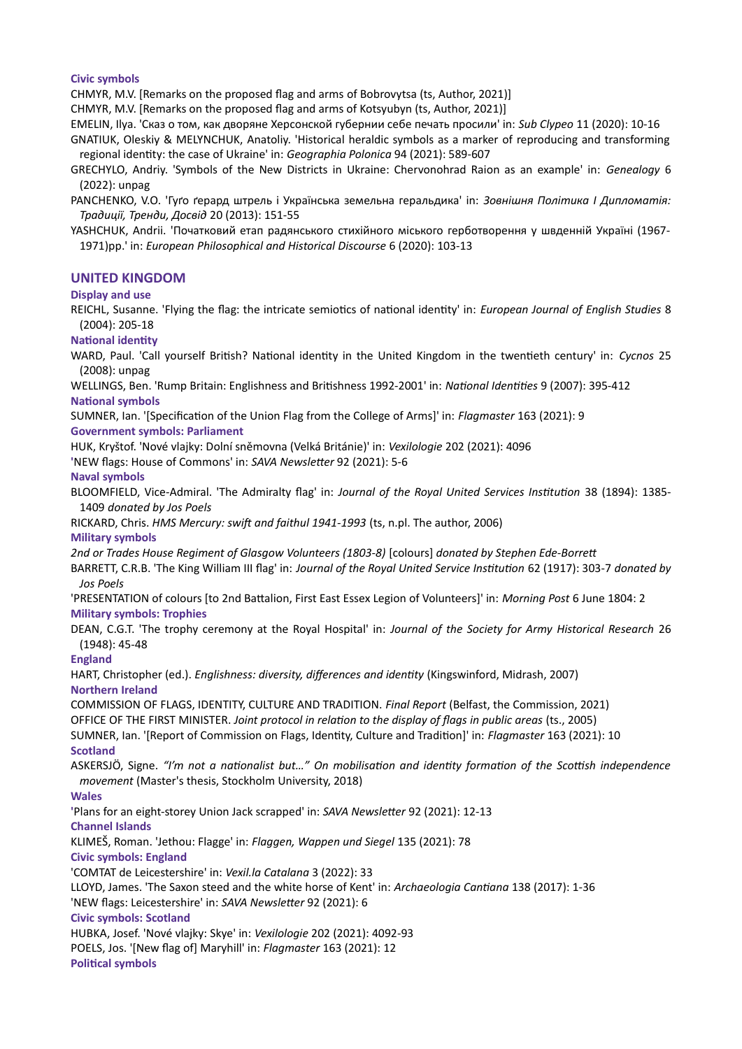### Civic symbols

CHMYR, M.V. [Remarks on the proposed flag and arms of Bobrovytsa (ts, Author, 2021)]

CHMYR, M.V. [Remarks on the proposed flag and arms of Kotsyubyn (ts, Author, 2021)]

EMELIN, Ilya. 'Сказ о том, как дворяне Херсонской губернии себе печать просили' in: *Sub Clypeo* 11 (2020): 10-16

GNATIUK, Oleskiy & MELYNCHUK, Anatoliy. 'Historical heraldic symbols as a marker of reproducing and transforming regional identity: the case of Ukraine' in: *Geographia Polonica* 94 (2021): 589-607

GRECHYLO, Andriy. 'Symbols of the New Districts in Ukraine: Chervonohrad Raion as an example' in: *Genealogy* 6 (2022): unpag

PANCHENKO, V.O. 'Ґуґо ґерард штрель і Українська земельна геральдика' in: *Зовнішня Політика І Дипломатія: Традиції, Тренди, Досвід* 20 (2013): 151-55

YASHCHUK, Andrii. 'Початковий етап радянського стихійного міського герботворення у швденній Україні (1967-1971)pp.' in: *European Philosophical and Historical Discourse* 6 (2020): 103-13

## UNITED KINGDOM

### Display and use

REICHL, Susanne. 'Flying the flag: the intricate semiotics of national identity' in: *European Journal of English Studies* 8 (2004): 205-18

### National identity

WARD, Paul. 'Call yourself British? National identity in the United Kingdom in the twentieth century' in: *Cycnos* 25 (2008): unpag

WELLINGS, Ben. 'Rump Britain: Englishness and Britishness 1992-2001' in: *National Identities* 9 (2007): 395-412

### National symbols

SUMNER, Ian. '[Specification of the Union Flag from the College of Arms]' in: *Flagmaster* 163 (2021): 9

### Government symbols: Parliament

HUK, Kryštof. 'Nové vlajky: Dolní sněmovna (Velká Británie)' in: *Vexilologie* 202 (2021): 4096

'NEW flags: House of Commons' in: *SAVA Newsletter* 92 (2021): 5-6

### Naval symbols

BLOOMFIELD, Vice-Admiral. 'The Admiralty flag' in: *Journal of the Royal United Services Institution* 38 (1894): 1385-1409 *donated by Jos Poels*

RICKARD, Chris. *HMS Mercury: swift and faithul 1941-1993* (ts, n.pl. The author, 2006)

### Military symbols

*2nd or Trades House Regiment of Glasgow Volunteers (1803-8)* [colours] *donated by Stephen Ede-Borrett*

BARRETT, C.R.B. 'The King William III flag' in: *Journal of the Royal United Service Institution* 62 (1917): 303-7 *donated by Jos Poels*

'PRESENTATION of colours [to 2nd Battalion, First East Essex Legion of Volunteers]' in: *Morning Post* 6 June 1804: 2

### Military symbols: Trophies

DEAN, C.G.T. 'The trophy ceremony at the Royal Hospital' in: *Journal of the Society for Army Historical Research* 26 (1948): 45-48

### England

HART, Christopher (ed.). *Englishness: diversity, differences and identity* (Kingswinford, Midrash, 2007)

### Northern Ireland

COMMISSION OF FLAGS, IDENTITY, CULTURE AND TRADITION. *Final Report* (Belfast, the Commission, 2021)

OFFICE OF THE FIRST MINISTER. *Joint protocol in relation to the display of flags in public areas* (ts., 2005)

SUMNER, Ian. '[Report of Commission on Flags, Identity, Culture and Tradition]' in: *Flagmaster* 163 (2021): 10

### Scotland

ASKERSJÖ, Signe. *"I'm not a nationalist but…" On mobilisation and identity formation of the Scottish independence movement* (Master's thesis, Stockholm University, 2018)

### Wales

'Plans for an eight-storey Union Jack scrapped' in: *SAVA Newsletter* 92 (2021): 12-13

### Channel Islands

KLIMEŠ, Roman. 'Jethou: Flagge' in: *Flaggen, Wappen und Siegel* 135 (2021): 78

### Civic symbols: England

'COMTAT de Leicestershire' in: *Vexil.la Catalana* 3 (2022): 33

LLOYD, James. 'The Saxon steed and the white horse of Kent' in: *Archaeologia Cantiana* 138 (2017): 1-36

'NEW flags: Leicestershire' in: *SAVA Newsletter* 92 (2021): 6

### Civic symbols: Scotland

HUBKA, Josef. 'Nové vlajky: Skye' in: *Vexilologie* 202 (2021): 4092-93

POELS, Jos. '[New flag of] Maryhill' in: *Flagmaster* 163 (2021): 12

### Political symbols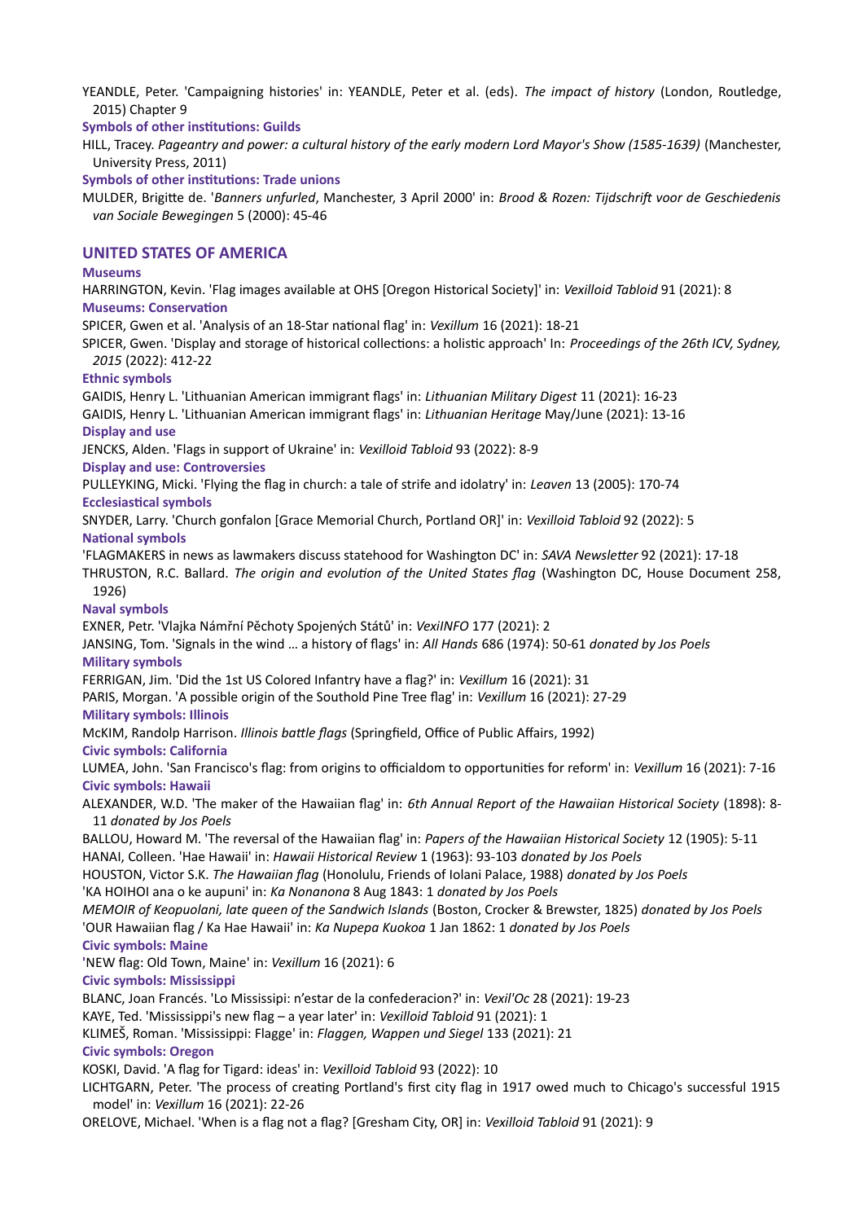YEANDLE, Peter. 'Campaigning histories' in: YEANDLE, Peter et al. (eds). *The impact of history* (London, Routledge, 2015) Chapter 9

### Symbols of other institutions: Guilds

HILL, Tracey. *Pageantry and power: a cultural history of the early modern Lord Mayor's Show (1585-1639)* (Manchester, University Press, 2011)

### Symbols of other institutions: Trade unions

MULDER, Brigitte de. '*Banners unfurled*, Manchester, 3 April 2000' in: *Brood & Rozen: Tijdschrift voor de Geschiedenis van Sociale Bewegingen* 5 (2000): 45-46

## UNITED STATES OF AMERICA

### Museums

HARRINGTON, Kevin. 'Flag images available at OHS [Oregon Historical Society]' in: *Vexilloid Tabloid* 91 (2021): 8

### Museums: Conservation

SPICER, Gwen et al. 'Analysis of an 18-Star national flag' in: *Vexillum* 16 (2021): 18-21

SPICER, Gwen. 'Display and storage of historical collections: a holistic approach' In: *Proceedings of the 26th ICV, Sydney, 2015* (2022): 412-22

### Ethnic symbols

GAIDIS, Henry L. 'Lithuanian American immigrant flags' in: *Lithuanian Military Digest* 11 (2021): 16-23

GAIDIS, Henry L. 'Lithuanian American immigrant flags' in: *Lithuanian Heritage* May/June (2021): 13-16

### Display and use

JENCKS, Alden. 'Flags in support of Ukraine' in: *Vexilloid Tabloid* 93 (2022): 8-9

### Display and use: Controversies

PULLEYKING, Micki. 'Flying the flag in church: a tale of strife and idolatry' in: *Leaven* 13 (2005): 170-74

### Ecclesiastical symbols

SNYDER, Larry. 'Church gonfalon [Grace Memorial Church, Portland OR]' in: *Vexilloid Tabloid* 92 (2022): 5

### National symbols

'FLAGMAKERS in news as lawmakers discuss statehood for Washington DC' in: *SAVA Newsletter* 92 (2021): 17-18

THRUSTON, R.C. Ballard. *The origin and evolution of the United States flag* (Washington DC, House Document 258, 1926)

### Naval symbols

EXNER, Petr. 'Vlajka Námřní Pěchoty Spojených Států' in: *VexiINFO* 177 (2021): 2

JANSING, Tom. 'Signals in the wind … a history of flags' in: *All Hands* 686 (1974): 50-61 *donated by Jos Poels*

### Military symbols

FERRIGAN, Jim. 'Did the 1st US Colored Infantry have a flag?' in: *Vexillum* 16 (2021): 31

PARIS, Morgan. 'A possible origin of the Southold Pine Tree flag' in: *Vexillum* 16 (2021): 27-29

### Military symbols: Illinois

McKIM, Randolp Harrison. *Illinois battle flags* (Springfield, Office of Public Affairs, 1992)

### Civic symbols: California

LUMEA, John. 'San Francisco's flag: from origins to officialdom to opportunities for reform' in: *Vexillum* 16 (2021): 7-16

### Civic symbols: Hawaii

ALEXANDER, W.D. 'The maker of the Hawaiian flag' in: *6th Annual Report of the Hawaiian Historical Society* (1898): 8-11 *donated by Jos Poels*

BALLOU, Howard M. 'The reversal of the Hawaiian flag' in: *Papers of the Hawaiian Historical Society* 12 (1905): 5-11

HANAI, Colleen. 'Hae Hawaii' in: *Hawaii Historical Review* 1 (1963): 93-103 *donated by Jos Poels*

HOUSTON, Victor S.K. *The Hawaiian flag* (Honolulu, Friends of Iolani Palace, 1988) *donated by Jos Poels*

'KA HOIHOI ana o ke aupuni' in: *Ka Nonanona* 8 Aug 1843: 1 *donated by Jos Poels*

*MEMOIR of Keopuolani, late queen of the Sandwich Islands* (Boston, Crocker & Brewster, 1825) *donated by Jos Poels*

'OUR Hawaiian flag / Ka Hae Hawaii' in: *Ka Nupepa Kuokoa* 1 Jan 1862: 1 *donated by Jos Poels*

### Civic symbols: Maine

'NEW flag: Old Town, Maine' in: *Vexillum* 16 (2021): 6

### Civic symbols: Mississippi

BLANC, Joan Francés. 'Lo Mississipi: n'estar de la confederacion?' in: *Vexil'Oc* 28 (2021): 19-23

KAYE, Ted. 'Mississippi's new flag – a year later' in: *Vexilloid Tabloid* 91 (2021): 1

KLIMEŠ, Roman. 'Mississippi: Flagge' in: *Flaggen, Wappen und Siegel* 133 (2021): 21

### Civic symbols: Oregon

KOSKI, David. 'A flag for Tigard: ideas' in: *Vexilloid Tabloid* 93 (2022): 10

LICHTGARN, Peter. 'The process of creating Portland's first city flag in 1917 owed much to Chicago's successful 1915 model' in: *Vexillum* 16 (2021): 22-26

ORELOVE, Michael. 'When is a flag not a flag? [Gresham City, OR] in: *Vexilloid Tabloid* 91 (2021): 9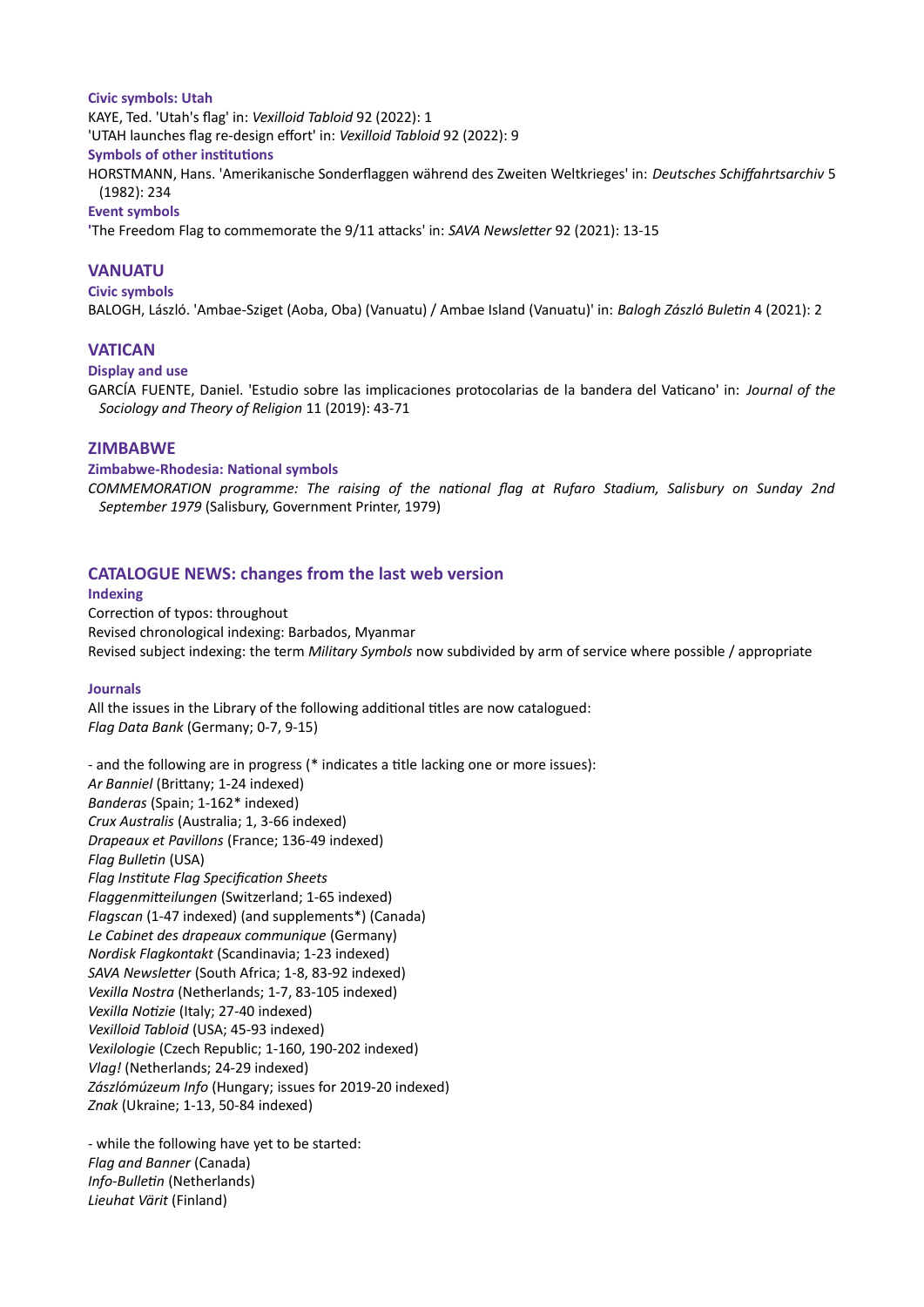### Civic symbols: Utah

KAYE, Ted. 'Utah's flag' in: *Vexilloid Tabloid* 92 (2022): 1

'UTAH launches flag re-design effort' in: *Vexilloid Tabloid* 92 (2022): 9

### Symbols of other institutions

HORSTMANN, Hans. 'Amerikanische Sonderflaggen während des Zweiten Weltkrieges' in: *Deutsches Schiffahrtsarchiv* 5 (1982): 234

### Event symbols

'The Freedom Flag to commemorate the 9/11 attacks' in: *SAVA Newsletter* 92 (2021): 13-15

## VANUATU

### Civic symbols

BALOGH, László. 'Ambae-Sziget (Aoba, Oba) (Vanuatu) / Ambae Island (Vanuatu)' in: *Balogh Zászló Buletin* 4 (2021): 2

## VATICAN

### Display and use

GARCÍA FUENTE, Daniel. 'Estudio sobre las implicaciones protocolarias de la bandera del Vaticano' in: *Journal of the Sociology and Theory of Religion* 11 (2019): 43-71

## ZIMBABWE

### Zimbabwe-Rhodesia: National symbols

*COMMEMORATION programme: The raising of the national flag at Rufaro Stadium, Salisbury on Sunday 2nd September 1979* (Salisbury, Government Printer, 1979)

## CATALOGUE NEWS: changes from the last web version

### Indexing

Correction of typos: throughout

Revised chronological indexing: Barbados, Myanmar

Revised subject indexing: the term *Military Symbols* now subdivided by arm of service where possible / appropriate

### Journals

All the issues in the Library of the following additional titles are now catalogued:

*Flag Data Bank* (Germany; 0-7, 9-15)

- and the following are in progress (* indicates a title lacking one or more issues):

*Ar Banniel* (Brittany; 1-24 indexed)
*Banderas* (Spain; 1-162* indexed)
*Crux Australis* (Australia; 1, 3-66 indexed)
*Drapeaux et Pavillons* (France; 136-49 indexed)
*Flag Bulletin* (USA)
*Flag Institute Flag Specification Sheets*
*Flaggenmitteilungen* (Switzerland; 1-65 indexed)
*Flagscan* (1-47 indexed) (and supplements*) (Canada)
*Le Cabinet des drapeaux communique* (Germany)
*Nordisk Flagkontakt* (Scandinavia; 1-23 indexed)
*SAVA Newsletter* (South Africa; 1-8, 83-92 indexed)
*Vexilla Nostra* (Netherlands; 1-7, 83-105 indexed)
*Vexilla Notizie* (Italy; 27-40 indexed)
*Vexilloid Tabloid* (USA; 45-93 indexed)
*Vexilologie* (Czech Republic; 1-160, 190-202 indexed)
*Vlag!* (Netherlands; 24-29 indexed)
*Zászlómúzeum Info* (Hungary; issues for 2019-20 indexed)
*Znak* (Ukraine; 1-13, 50-84 indexed)

- while the following have yet to be started:

*Flag and Banner* (Canada)
*Info-Bulletin* (Netherlands)
*Lieuhat Värit* (Finland)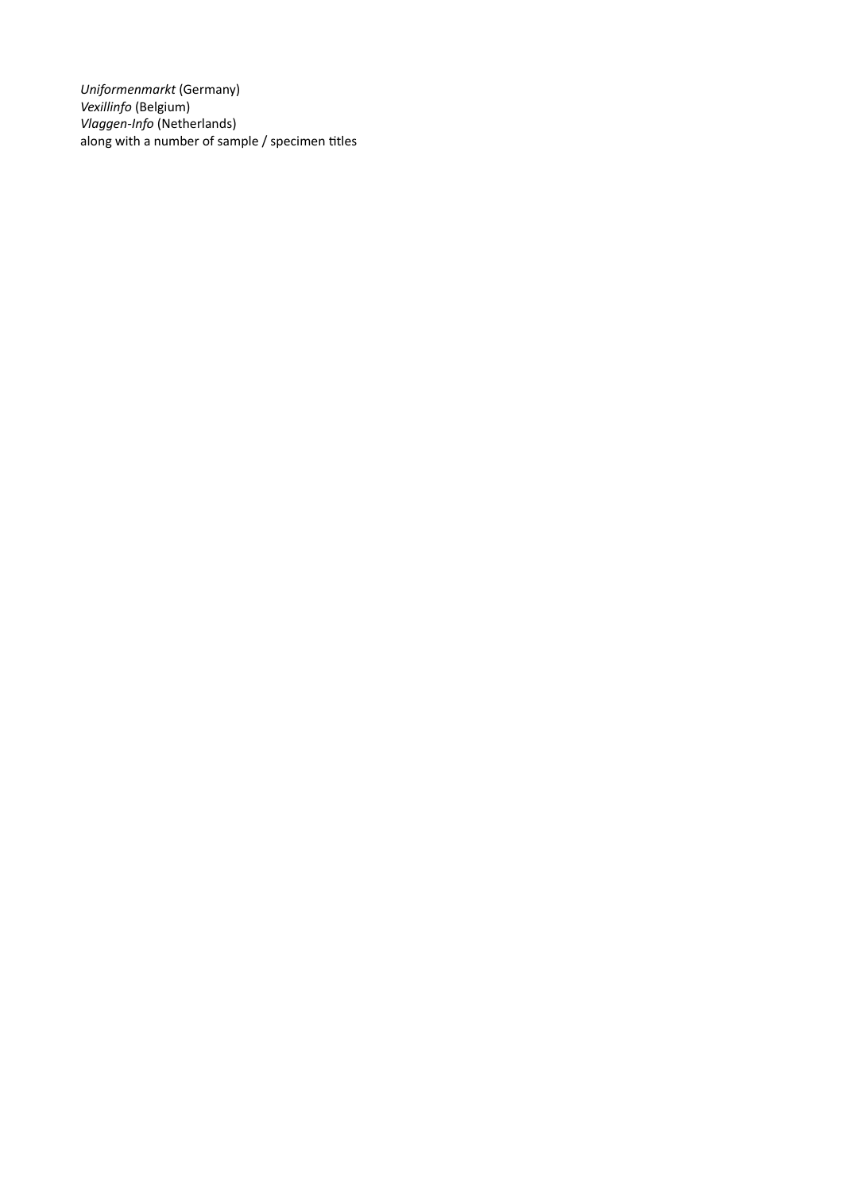*Uniformenmarkt* (Germany)
*Vexillinfo* (Belgium)
*Vlaggen-Info* (Netherlands)
along with a number of sample / specimen titles